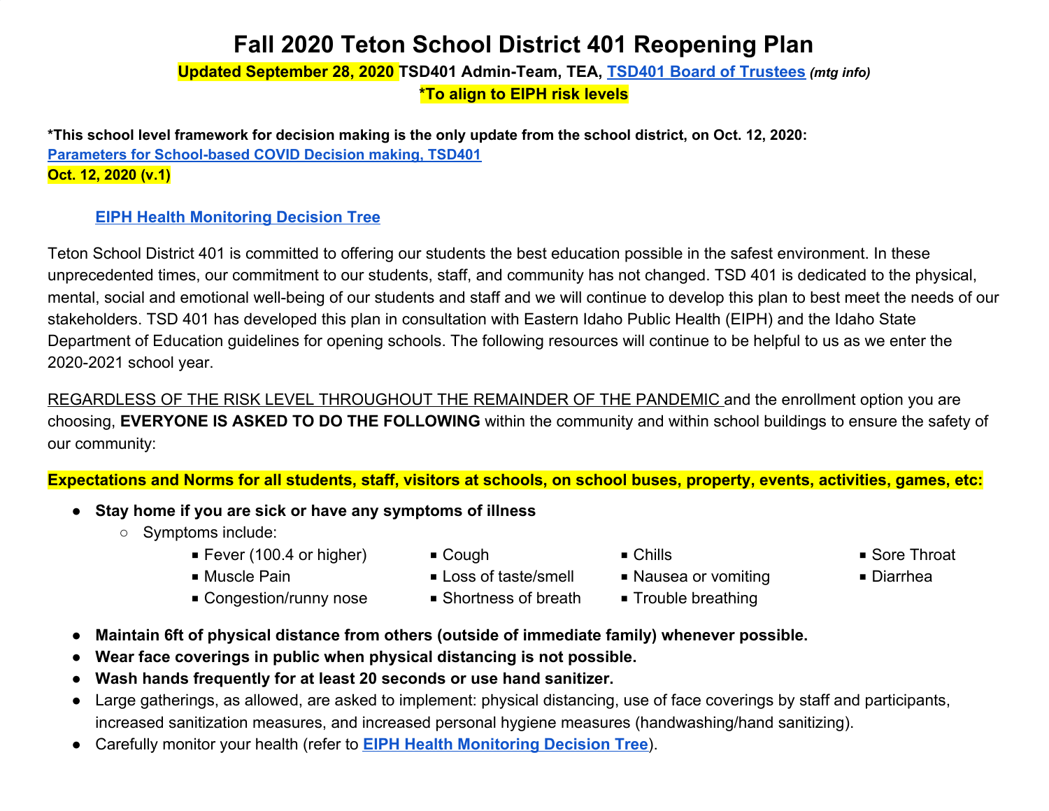# Fall 2020 Teton School District 401 Reopening Plan

**Updated September 28, 2020 TSD401 Admin-Team, TEA, [TSD401 Board of Trustees](#) *(mtg info)***

**\*To align to EIPH risk levels**

**\*This school level framework for decision making is the only update from the school district, on Oct. 12, 2020:**
**[Parameters for School-based COVID Decision making, TSD401](#)**
**Oct. 12, 2020 (v.1)**

**[EIPH Health Monitoring Decision Tree](#)**

Teton School District 401 is committed to offering our students the best education possible in the safest environment. In these unprecedented times, our commitment to our students, staff, and community has not changed. TSD 401 is dedicated to the physical, mental, social and emotional well-being of our students and staff and we will continue to develop this plan to best meet the needs of our stakeholders. TSD 401 has developed this plan in consultation with Eastern Idaho Public Health (EIPH) and the Idaho State Department of Education guidelines for opening schools. The following resources will continue to be helpful to us as we enter the 2020-2021 school year.

<u>REGARDLESS OF THE RISK LEVEL THROUGHOUT THE REMAINDER OF THE PANDEMIC</u> and the enrollment option you are choosing, **EVERYONE IS ASKED TO DO THE FOLLOWING** within the community and within school buildings to ensure the safety of our community:

**Expectations and Norms for all students, staff, visitors at schools, on school buses, property, events, activities, games, etc:**

- **Stay home if you are sick or have any symptoms of illness**
  - Symptoms include:
    - Fever (100.4 or higher)
    - Cough
    - Chills
    - Sore Throat
    - Muscle Pain
    - Loss of taste/smell
    - Nausea or vomiting
    - Diarrhea
    - Congestion/runny nose
    - Shortness of breath
    - Trouble breathing
- **Maintain 6ft of physical distance from others (outside of immediate family) whenever possible.**
- **Wear face coverings in public when physical distancing is not possible.**
- **Wash hands frequently for at least 20 seconds or use hand sanitizer.**
- Large gatherings, as allowed, are asked to implement: physical distancing, use of face coverings by staff and participants, increased sanitization measures, and increased personal hygiene measures (handwashing/hand sanitizing).
- Carefully monitor your health (refer to **[EIPH Health Monitoring Decision Tree](#)**).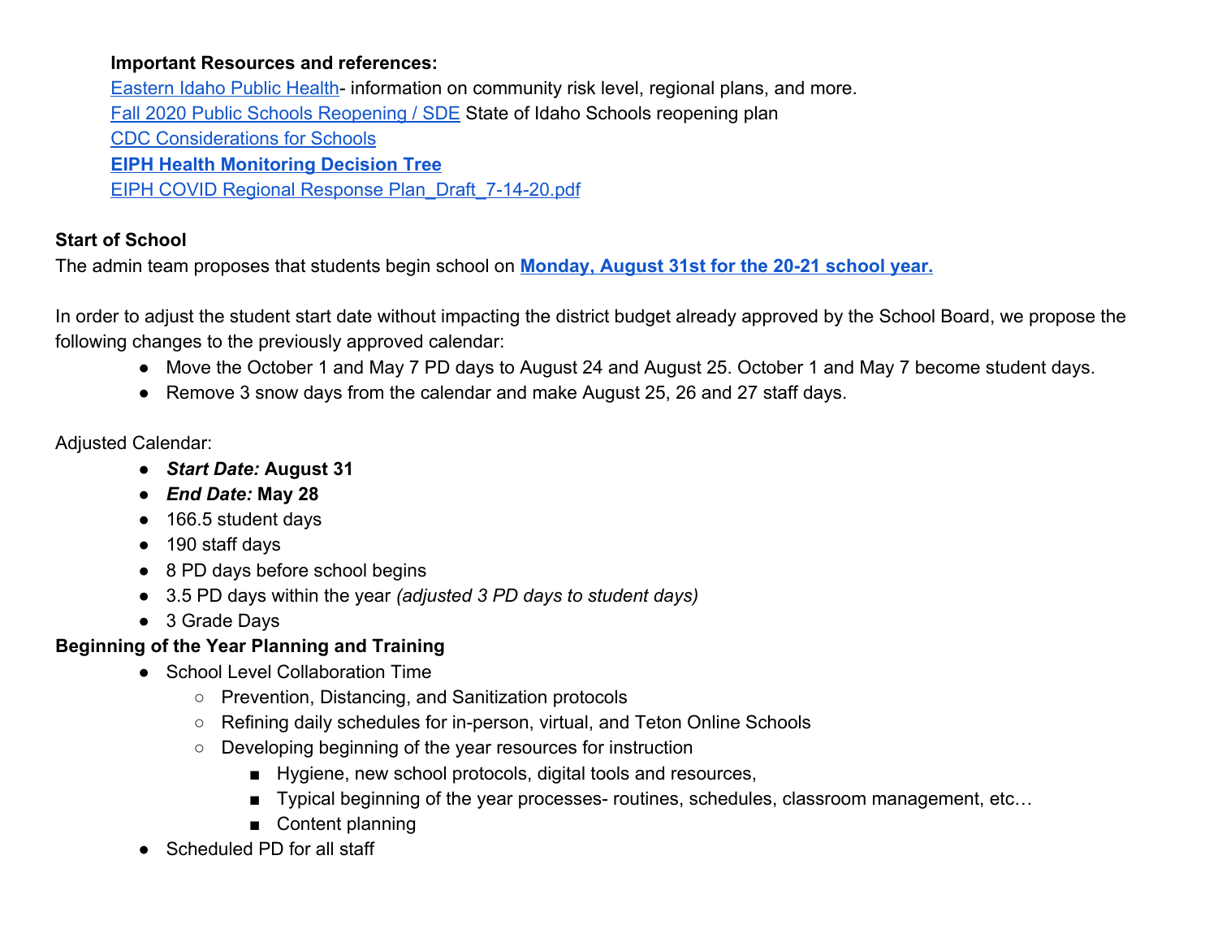**Important Resources and references:**

Eastern Idaho Public Health- information on community risk level, regional plans, and more.
Fall 2020 Public Schools Reopening / SDE State of Idaho Schools reopening plan
CDC Considerations for Schools
**EIPH Health Monitoring Decision Tree**
EIPH COVID Regional Response Plan_Draft_7-14-20.pdf

**Start of School**

The admin team proposes that students begin school on **Monday, August 31st for the 20-21 school year.**

In order to adjust the student start date without impacting the district budget already approved by the School Board, we propose the following changes to the previously approved calendar:

- Move the October 1 and May 7 PD days to August 24 and August 25. October 1 and May 7 become student days.
- Remove 3 snow days from the calendar and make August 25, 26 and 27 staff days.

Adjusted Calendar:

- ***Start Date:*** **August 31**
- ***End Date:*** **May 28**
- 166.5 student days
- 190 staff days
- 8 PD days before school begins
- 3.5 PD days within the year *(adjusted 3 PD days to student days)*
- 3 Grade Days

**Beginning of the Year Planning and Training**

- School Level Collaboration Time
  - Prevention, Distancing, and Sanitization protocols
  - Refining daily schedules for in-person, virtual, and Teton Online Schools
  - Developing beginning of the year resources for instruction
    - Hygiene, new school protocols, digital tools and resources,
    - Typical beginning of the year processes- routines, schedules, classroom management, etc…
    - Content planning
- Scheduled PD for all staff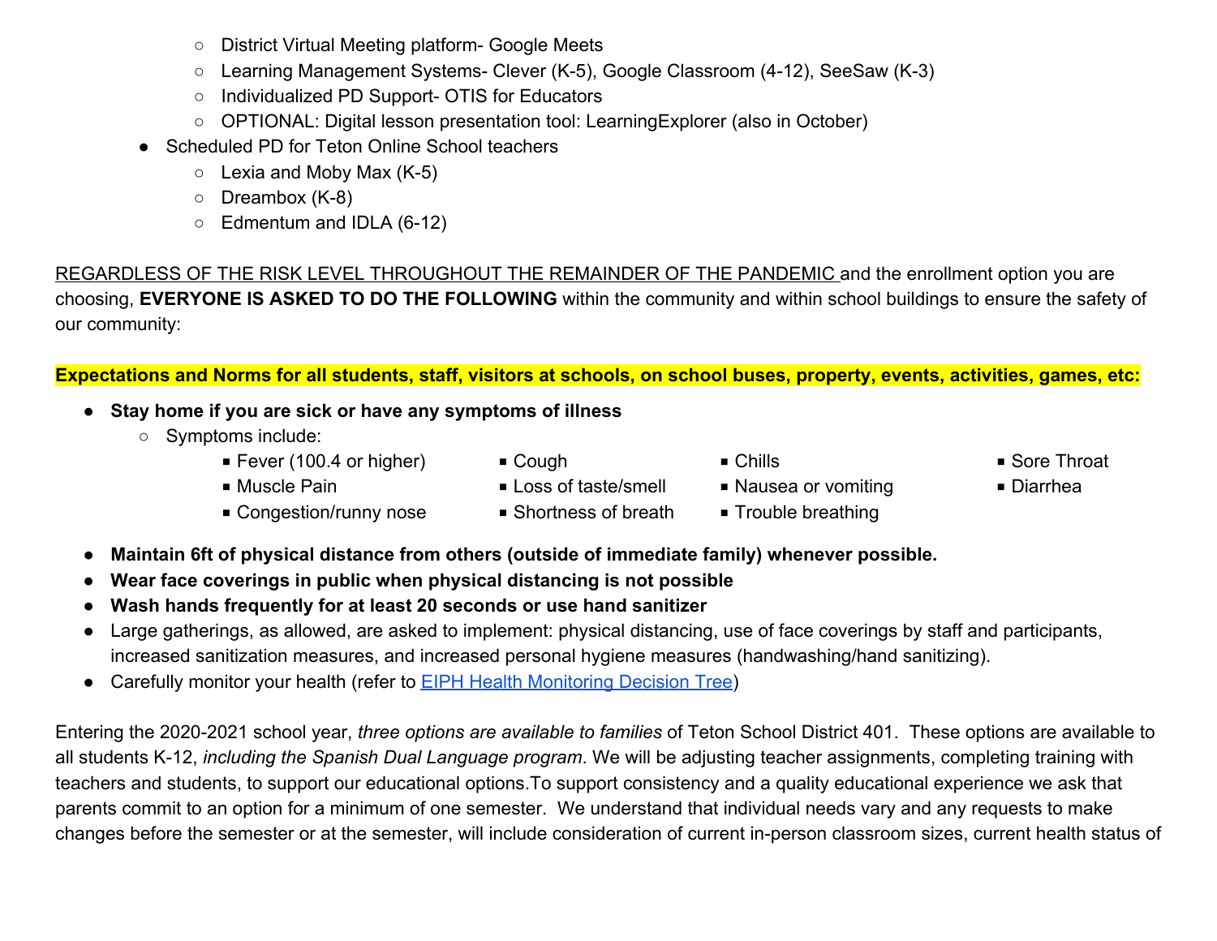- District Virtual Meeting platform- Google Meets
    - Learning Management Systems- Clever (K-5), Google Classroom (4-12), SeeSaw (K-3)
    - Individualized PD Support- OTIS for Educators
    - OPTIONAL: Digital lesson presentation tool: LearningExplorer (also in October)
- Scheduled PD for Teton Online School teachers
    - Lexia and Moby Max (K-5)
    - Dreambox (K-8)
    - Edmentum and IDLA (6-12)

<u>REGARDLESS OF THE RISK LEVEL THROUGHOUT THE REMAINDER OF THE PANDEMIC</u> and the enrollment option you are choosing, **EVERYONE IS ASKED TO DO THE FOLLOWING** within the community and within school buildings to ensure the safety of our community:

**Expectations and Norms for all students, staff, visitors at schools, on school buses, property, events, activities, games, etc:**

- **Stay home if you are sick or have any symptoms of illness**
    - Symptoms include:
        - Fever (100.4 or higher)
        - Muscle Pain
        - Congestion/runny nose
        - Cough
        - Loss of taste/smell
        - Shortness of breath
        - Chills
        - Nausea or vomiting
        - Trouble breathing
        - Sore Throat
        - Diarrhea
- **Maintain 6ft of physical distance from others (outside of immediate family) whenever possible.**
- **Wear face coverings in public when physical distancing is not possible**
- **Wash hands frequently for at least 20 seconds or use hand sanitizer**
- Large gatherings, as allowed, are asked to implement: physical distancing, use of face coverings by staff and participants, increased sanitization measures, and increased personal hygiene measures (handwashing/hand sanitizing).
- Carefully monitor your health (refer to [EIPH Health Monitoring Decision Tree](#))

Entering the 2020-2021 school year, *three options are available to families* of Teton School District 401. These options are available to all students K-12, *including the Spanish Dual Language program*. We will be adjusting teacher assignments, completing training with teachers and students, to support our educational options.To support consistency and a quality educational experience we ask that parents commit to an option for a minimum of one semester. We understand that individual needs vary and any requests to make changes before the semester or at the semester, will include consideration of current in-person classroom sizes, current health status of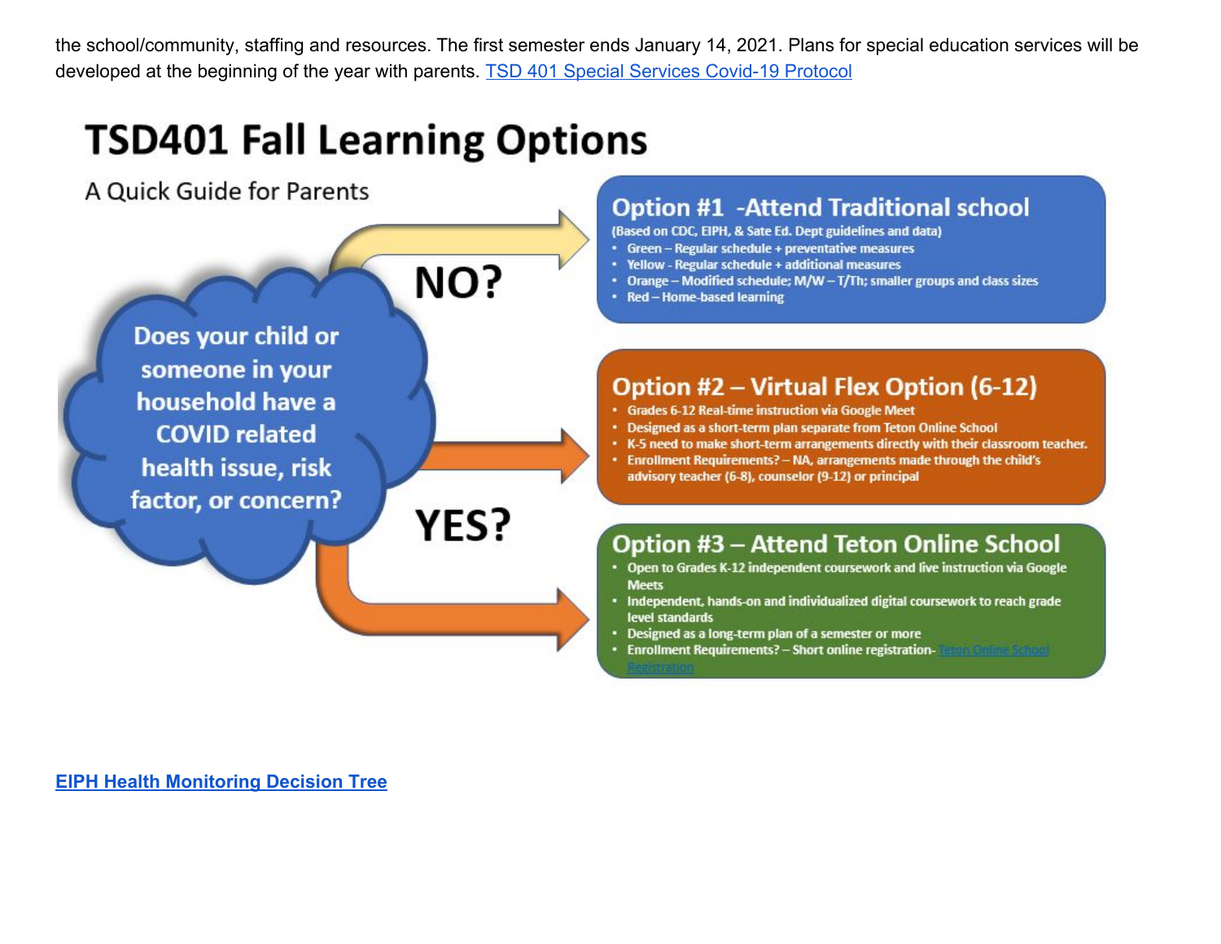the school/community, staffing and resources. The first semester ends January 14, 2021. Plans for special education services will be developed at the beginning of the year with parents. [TSD 401 Special Services Covid-19 Protocol]

# TSD401 Fall Learning Options

A Quick Guide for Parents

**Does your child or someone in your household have a COVID related health issue, risk factor, or concern?**

**NO?**

**Option #1 -Attend Traditional school**

(Based on CDC, EIPH, & Sate Ed. Dept guidelines and data)

- Green – Regular schedule + preventative measures
- Yellow - Regular schedule + additional measures
- Orange – Modified schedule; M/W – T/Th; smaller groups and class sizes
- Red – Home-based learning

**YES?**

**Option #2 – Virtual Flex Option (6-12)**

- Grades 6-12 Real-time instruction via Google Meet
- Designed as a short-term plan separate from Teton Online School
- K-5 need to make short-term arrangements directly with their classroom teacher.
- Enrollment Requirements? – NA, arrangements made through the child's advisory teacher (6-8), counselor (9-12) or principal

**Option #3 – Attend Teton Online School**

- Open to Grades K-12 independent coursework and live instruction via Google Meets
- Independent, hands-on and individualized digital coursework to reach grade level standards
- Designed as a long-term plan of a semester or more
- Enrollment Requirements? – Short online registration- [Teton Online School Registration]

**[EIPH Health Monitoring Decision Tree]**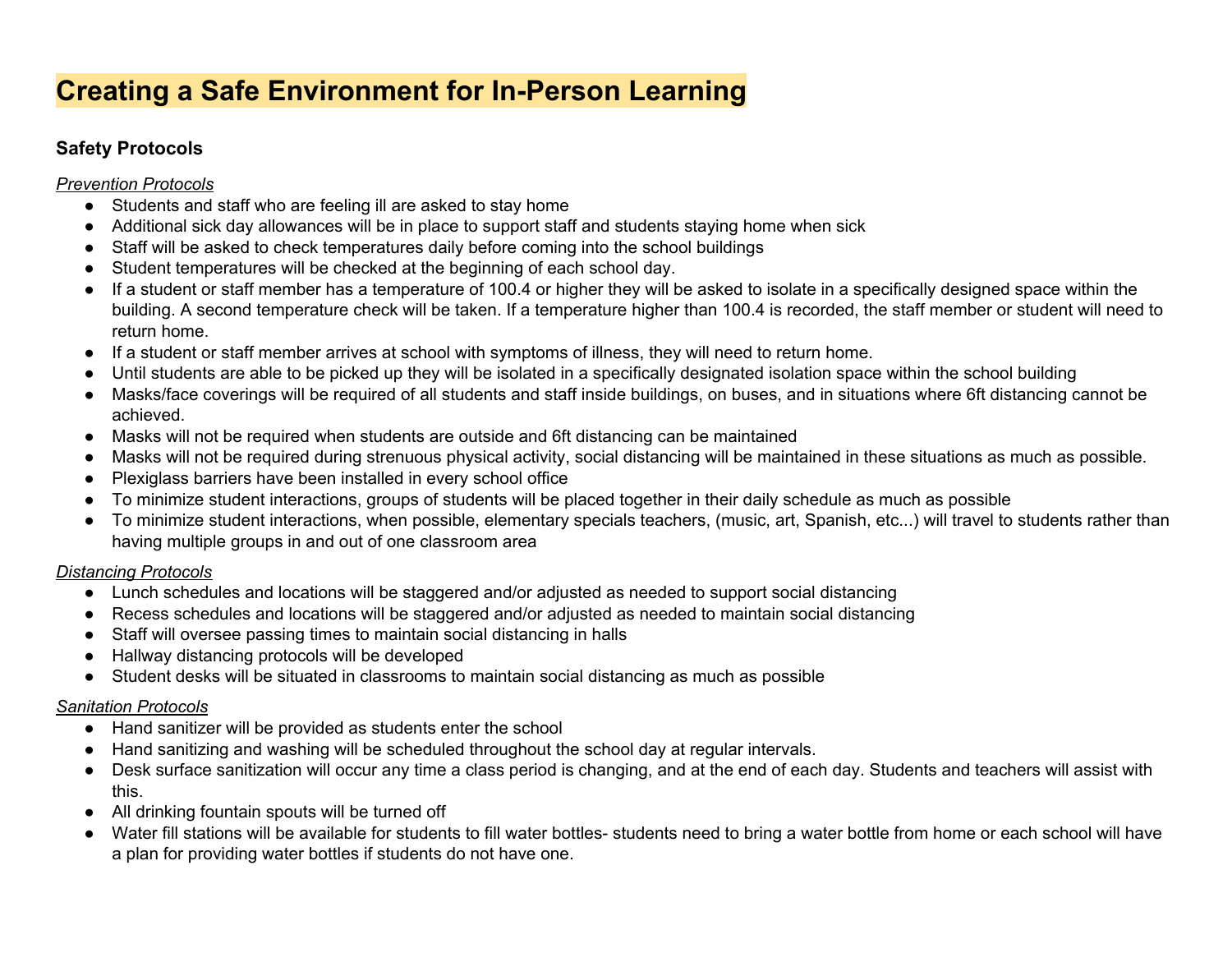# Creating a Safe Environment for In-Person Learning

### Safety Protocols

*Prevention Protocols*

- Students and staff who are feeling ill are asked to stay home
- Additional sick day allowances will be in place to support staff and students staying home when sick
- Staff will be asked to check temperatures daily before coming into the school buildings
- Student temperatures will be checked at the beginning of each school day.
- If a student or staff member has a temperature of 100.4 or higher they will be asked to isolate in a specifically designed space within the building. A second temperature check will be taken. If a temperature higher than 100.4 is recorded, the staff member or student will need to return home.
- If a student or staff member arrives at school with symptoms of illness, they will need to return home.
- Until students are able to be picked up they will be isolated in a specifically designated isolation space within the school building
- Masks/face coverings will be required of all students and staff inside buildings, on buses, and in situations where 6ft distancing cannot be achieved.
- Masks will not be required when students are outside and 6ft distancing can be maintained
- Masks will not be required during strenuous physical activity, social distancing will be maintained in these situations as much as possible.
- Plexiglass barriers have been installed in every school office
- To minimize student interactions, groups of students will be placed together in their daily schedule as much as possible
- To minimize student interactions, when possible, elementary specials teachers, (music, art, Spanish, etc...) will travel to students rather than having multiple groups in and out of one classroom area

*Distancing Protocols*

- Lunch schedules and locations will be staggered and/or adjusted as needed to support social distancing
- Recess schedules and locations will be staggered and/or adjusted as needed to maintain social distancing
- Staff will oversee passing times to maintain social distancing in halls
- Hallway distancing protocols will be developed
- Student desks will be situated in classrooms to maintain social distancing as much as possible

*Sanitation Protocols*

- Hand sanitizer will be provided as students enter the school
- Hand sanitizing and washing will be scheduled throughout the school day at regular intervals.
- Desk surface sanitization will occur any time a class period is changing, and at the end of each day. Students and teachers will assist with this.
- All drinking fountain spouts will be turned off
- Water fill stations will be available for students to fill water bottles- students need to bring a water bottle from home or each school will have a plan for providing water bottles if students do not have one.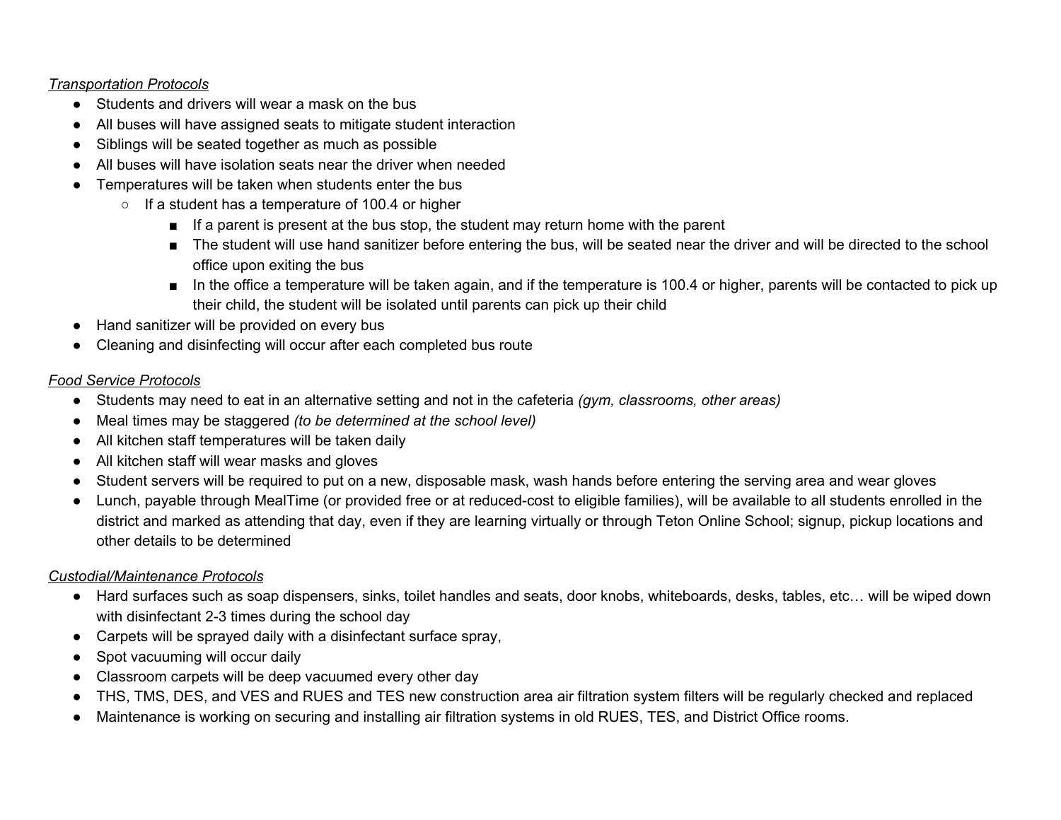*Transportation Protocols*

- Students and drivers will wear a mask on the bus
- All buses will have assigned seats to mitigate student interaction
- Siblings will be seated together as much as possible
- All buses will have isolation seats near the driver when needed
- Temperatures will be taken when students enter the bus
  - If a student has a temperature of 100.4 or higher
    - If a parent is present at the bus stop, the student may return home with the parent
    - The student will use hand sanitizer before entering the bus, will be seated near the driver and will be directed to the school office upon exiting the bus
    - In the office a temperature will be taken again, and if the temperature is 100.4 or higher, parents will be contacted to pick up their child, the student will be isolated until parents can pick up their child
- Hand sanitizer will be provided on every bus
- Cleaning and disinfecting will occur after each completed bus route

*Food Service Protocols*

- Students may need to eat in an alternative setting and not in the cafeteria *(gym, classrooms, other areas)*
- Meal times may be staggered *(to be determined at the school level)*
- All kitchen staff temperatures will be taken daily
- All kitchen staff will wear masks and gloves
- Student servers will be required to put on a new, disposable mask, wash hands before entering the serving area and wear gloves
- Lunch, payable through MealTime (or provided free or at reduced-cost to eligible families), will be available to all students enrolled in the district and marked as attending that day, even if they are learning virtually or through Teton Online School; signup, pickup locations and other details to be determined

*Custodial/Maintenance Protocols*

- Hard surfaces such as soap dispensers, sinks, toilet handles and seats, door knobs, whiteboards, desks, tables, etc… will be wiped down with disinfectant 2-3 times during the school day
- Carpets will be sprayed daily with a disinfectant surface spray,
- Spot vacuuming will occur daily
- Classroom carpets will be deep vacuumed every other day
- THS, TMS, DES, and VES and RUES and TES new construction area air filtration system filters will be regularly checked and replaced
- Maintenance is working on securing and installing air filtration systems in old RUES, TES, and District Office rooms.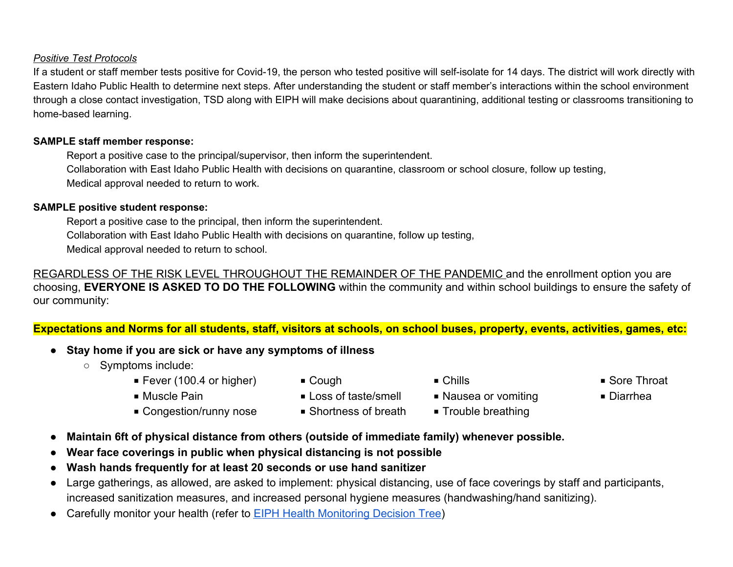*Positive Test Protocols*

If a student or staff member tests positive for Covid-19, the person who tested positive will self-isolate for 14 days. The district will work directly with Eastern Idaho Public Health to determine next steps. After understanding the student or staff member's interactions within the school environment through a close contact investigation, TSD along with EIPH will make decisions about quarantining, additional testing or classrooms transitioning to home-based learning.

**SAMPLE staff member response:**

Report a positive case to the principal/supervisor, then inform the superintendent.
Collaboration with East Idaho Public Health with decisions on quarantine, classroom or school closure, follow up testing,
Medical approval needed to return to work.

**SAMPLE positive student response:**

Report a positive case to the principal, then inform the superintendent.
Collaboration with East Idaho Public Health with decisions on quarantine, follow up testing,
Medical approval needed to return to school.

REGARDLESS OF THE RISK LEVEL THROUGHOUT THE REMAINDER OF THE PANDEMIC and the enrollment option you are choosing, **EVERYONE IS ASKED TO DO THE FOLLOWING** within the community and within school buildings to ensure the safety of our community:

**Expectations and Norms for all students, staff, visitors at schools, on school buses, property, events, activities, games, etc:**

- **Stay home if you are sick or have any symptoms of illness**
  - Symptoms include:
    - Fever (100.4 or higher)
    - Cough
    - Chills
    - Sore Throat
    - Muscle Pain
    - Loss of taste/smell
    - Nausea or vomiting
    - Diarrhea
    - Congestion/runny nose
    - Shortness of breath
    - Trouble breathing
- **Maintain 6ft of physical distance from others (outside of immediate family) whenever possible.**
- **Wear face coverings in public when physical distancing is not possible**
- **Wash hands frequently for at least 20 seconds or use hand sanitizer**
- Large gatherings, as allowed, are asked to implement: physical distancing, use of face coverings by staff and participants, increased sanitization measures, and increased personal hygiene measures (handwashing/hand sanitizing).
- Carefully monitor your health (refer to EIPH Health Monitoring Decision Tree)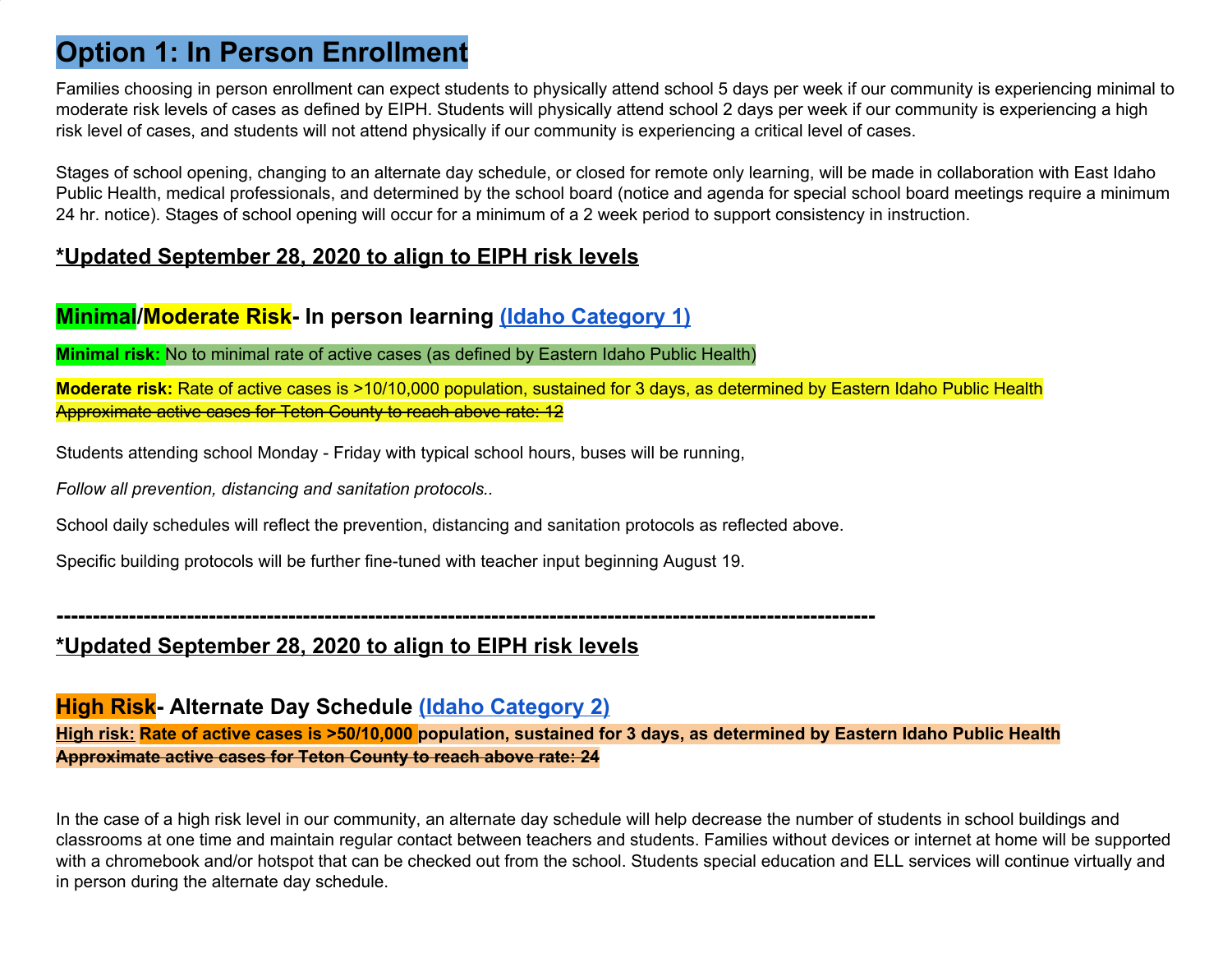# Option 1: In Person Enrollment

Families choosing in person enrollment can expect students to physically attend school 5 days per week if our community is experiencing minimal to moderate risk levels of cases as defined by EIPH. Students will physically attend school 2 days per week if our community is experiencing a high risk level of cases, and students will not attend physically if our community is experiencing a critical level of cases.

Stages of school opening, changing to an alternate day schedule, or closed for remote only learning, will be made in collaboration with East Idaho Public Health, medical professionals, and determined by the school board (notice and agenda for special school board meetings require a minimum 24 hr. notice). Stages of school opening will occur for a minimum of a 2 week period to support consistency in instruction.

## *Updated September 28, 2020 to align to EIPH risk levels

### Minimal/Moderate Risk- In person learning (Idaho Category 1)

**Minimal risk:** No to minimal rate of active cases (as defined by Eastern Idaho Public Health)

**Moderate risk:** Rate of active cases is >10/10,000 population, sustained for 3 days, as determined by Eastern Idaho Public Health
~~Approximate active cases for Teton County to reach above rate: 12~~

Students attending school Monday - Friday with typical school hours, buses will be running,

*Follow all prevention, distancing and sanitation protocols..*

School daily schedules will reflect the prevention, distancing and sanitation protocols as reflected above.

Specific building protocols will be further fine-tuned with teacher input beginning August 19.

**-----------------------------------------------------------------------------------------------------------------**

## *Updated September 28, 2020 to align to EIPH risk levels

### High Risk- Alternate Day Schedule (Idaho Category 2)

**High risk: Rate of active cases is >50/10,000 population, sustained for 3 days, as determined by Eastern Idaho Public Health**
**~~Approximate active cases for Teton County to reach above rate: 24~~**

In the case of a high risk level in our community, an alternate day schedule will help decrease the number of students in school buildings and classrooms at one time and maintain regular contact between teachers and students. Families without devices or internet at home will be supported with a chromebook and/or hotspot that can be checked out from the school. Students special education and ELL services will continue virtually and in person during the alternate day schedule.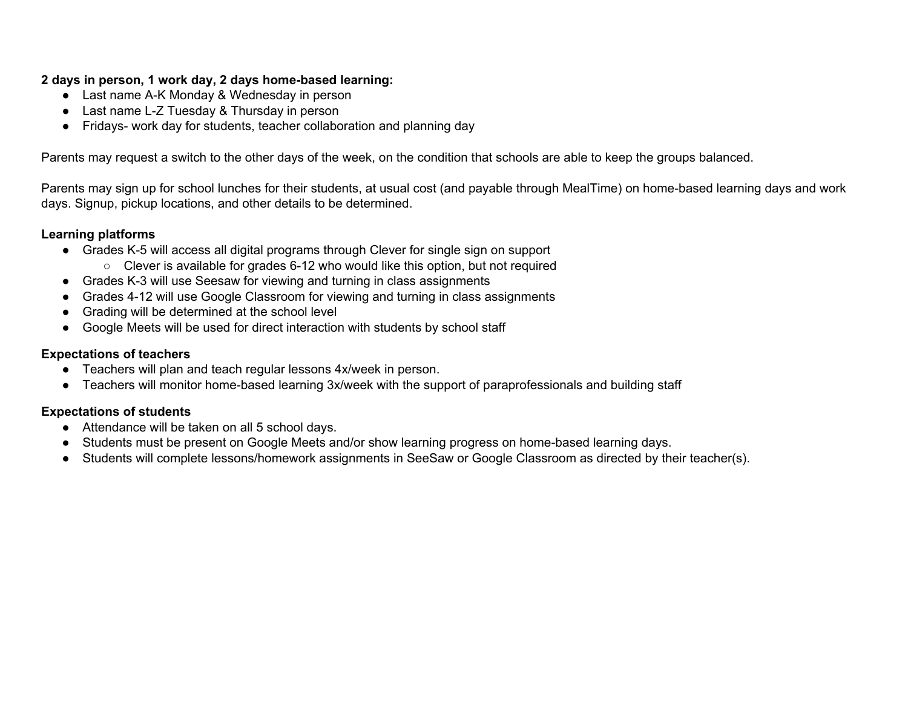**2 days in person, 1 work day, 2 days home-based learning:**

- Last name A-K Monday & Wednesday in person
- Last name L-Z Tuesday & Thursday in person
- Fridays- work day for students, teacher collaboration and planning day

Parents may request a switch to the other days of the week, on the condition that schools are able to keep the groups balanced.

Parents may sign up for school lunches for their students, at usual cost (and payable through MealTime) on home-based learning days and work days. Signup, pickup locations, and other details to be determined.

**Learning platforms**

- Grades K-5 will access all digital programs through Clever for single sign on support
  - Clever is available for grades 6-12 who would like this option, but not required
- Grades K-3 will use Seesaw for viewing and turning in class assignments
- Grades 4-12 will use Google Classroom for viewing and turning in class assignments
- Grading will be determined at the school level
- Google Meets will be used for direct interaction with students by school staff

**Expectations of teachers**

- Teachers will plan and teach regular lessons 4x/week in person.
- Teachers will monitor home-based learning 3x/week with the support of paraprofessionals and building staff

**Expectations of students**

- Attendance will be taken on all 5 school days.
- Students must be present on Google Meets and/or show learning progress on home-based learning days.
- Students will complete lessons/homework assignments in SeeSaw or Google Classroom as directed by their teacher(s).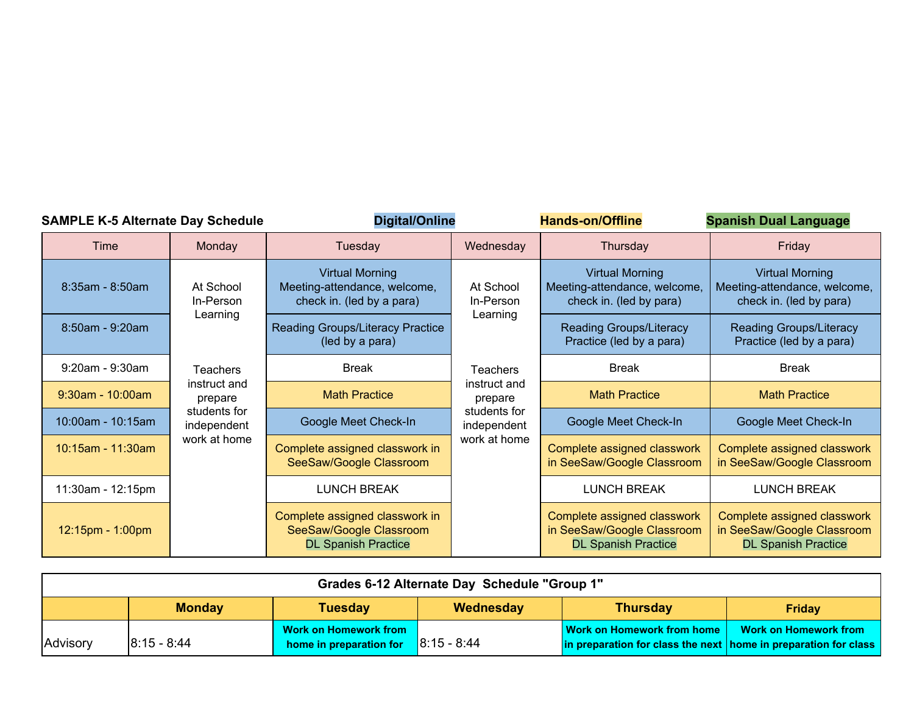**SAMPLE K-5 Alternate Day Schedule** **Digital/Online** **Hands-on/Offline** **Spanish Dual Language**

| Time | Monday | Tuesday | Wednesday | Thursday | Friday |
|---|---|---|---|---|---|
| 8:35am - 8:50am | At School In-Person Learning | Virtual Morning Meeting-attendance, welcome, check in. (led by a para) | At School In-Person Learning | Virtual Morning Meeting-attendance, welcome, check in. (led by para) | Virtual Morning Meeting-attendance, welcome, check in. (led by para) |
| 8:50am - 9:20am | | Reading Groups/Literacy Practice (led by a para) | | Reading Groups/Literacy Practice (led by a para) | Reading Groups/Literacy Practice (led by a para) |
| 9:20am - 9:30am | Teachers instruct and prepare students for independent work at home | Break | Teachers instruct and prepare students for independent work at home | Break | Break |
| 9:30am - 10:00am | | Math Practice | | Math Practice | Math Practice |
| 10:00am - 10:15am | | Google Meet Check-In | | Google Meet Check-In | Google Meet Check-In |
| 10:15am - 11:30am | | Complete assigned classwork in SeeSaw/Google Classroom | | Complete assigned classwork in SeeSaw/Google Classroom | Complete assigned classwork in SeeSaw/Google Classroom |
| 11:30am - 12:15pm | | LUNCH BREAK | | LUNCH BREAK | LUNCH BREAK |
| 12:15pm - 1:00pm | | Complete assigned classwork in SeeSaw/Google Classroom DL Spanish Practice | | Complete assigned classwork in SeeSaw/Google Classroom DL Spanish Practice | Complete assigned classwork in SeeSaw/Google Classroom DL Spanish Practice |

**Grades 6-12 Alternate Day Schedule "Group 1"**

| | Monday | Tuesday | Wednesday | Thursday | Friday |
|---|---|---|---|---|---|
| Advisory | 8:15 - 8:44 | **Work on Homework from home in preparation for** | 8:15 - 8:44 | **Work on Homework from home in preparation for class the next** | **Work on Homework from home in preparation for class** |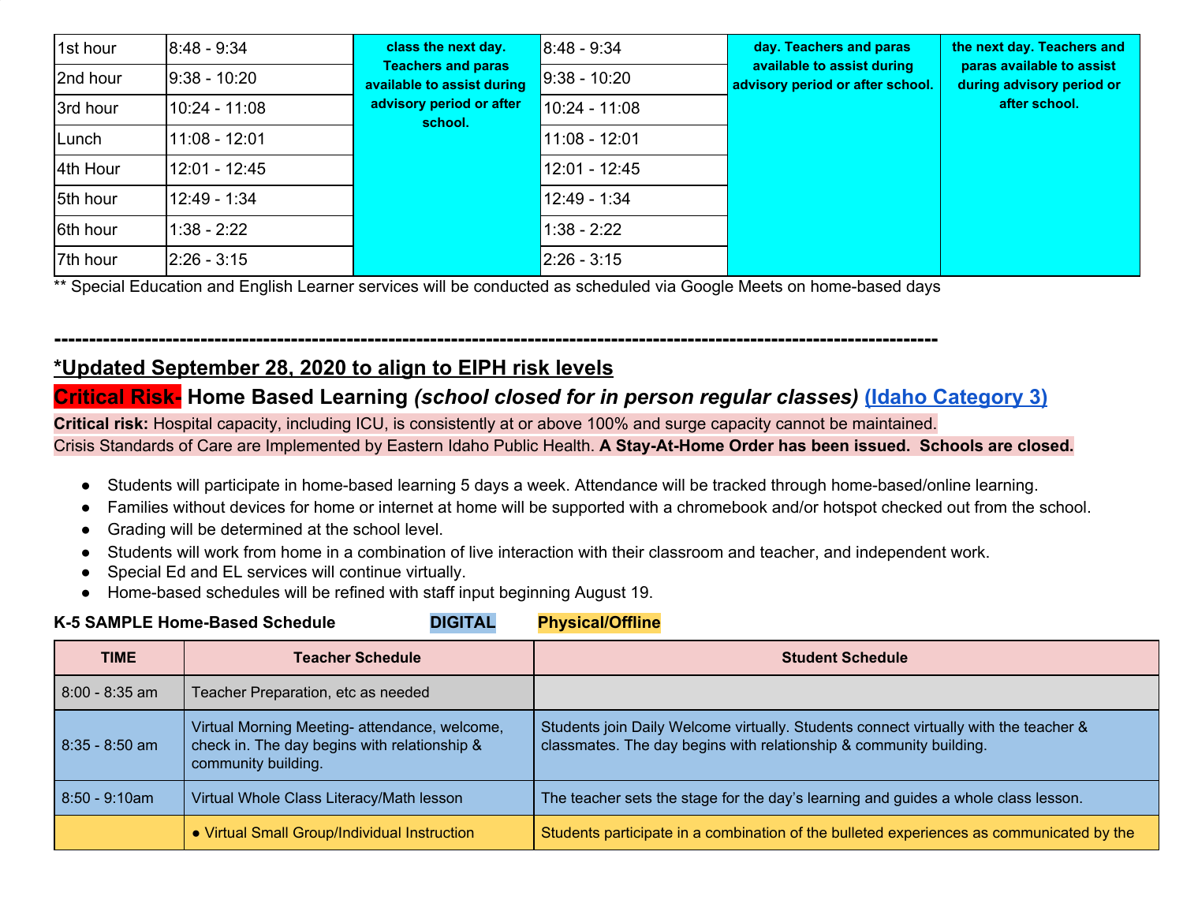| 1st hour | 8:48 - 9:34 | **class the next day. Teachers and paras available to assist during advisory period or after school.** | 8:48 - 9:34 | **day. Teachers and paras available to assist during advisory period or after school.** | **the next day. Teachers and paras available to assist during advisory period or after school.** |
|---|---|---|---|---|---|
| 2nd hour | 9:38 - 10:20 | | 9:38 - 10:20 | | |
| 3rd hour | 10:24 - 11:08 | | 10:24 - 11:08 | | |
| Lunch | 11:08 - 12:01 | | 11:08 - 12:01 | | |
| 4th Hour | 12:01 - 12:45 | | 12:01 - 12:45 | | |
| 5th hour | 12:49 - 1:34 | | 12:49 - 1:34 | | |
| 6th hour | 1:38 - 2:22 | | 1:38 - 2:22 | | |
| 7th hour | 2:26 - 3:15 | | 2:26 - 3:15 | | |

** Special Education and English Learner services will be conducted as scheduled via Google Meets on home-based days

---

## *Updated September 28, 2020 to align to EIPH risk levels

## Critical Risk- Home Based Learning *(school closed for in person regular classes)* (Idaho Category 3)

**Critical risk:** Hospital capacity, including ICU, is consistently at or above 100% and surge capacity cannot be maintained. Crisis Standards of Care are Implemented by Eastern Idaho Public Health. **A Stay-At-Home Order has been issued. Schools are closed.**

- Students will participate in home-based learning 5 days a week. Attendance will be tracked through home-based/online learning.
- Families without devices for home or internet at home will be supported with a chromebook and/or hotspot checked out from the school.
- Grading will be determined at the school level.
- Students will work from home in a combination of live interaction with their classroom and teacher, and independent work.
- Special Ed and EL services will continue virtually.
- Home-based schedules will be refined with staff input beginning August 19.

**K-5 SAMPLE Home-Based Schedule** **DIGITAL** **Physical/Offline**

| TIME | Teacher Schedule | Student Schedule |
|---|---|---|
| 8:00 - 8:35 am | Teacher Preparation, etc as needed | |
| 8:35 - 8:50 am | Virtual Morning Meeting- attendance, welcome, check in. The day begins with relationship & community building. | Students join Daily Welcome virtually. Students connect virtually with the teacher & classmates. The day begins with relationship & community building. |
| 8:50 - 9:10am | Virtual Whole Class Literacy/Math lesson | The teacher sets the stage for the day's learning and guides a whole class lesson. |
| | • Virtual Small Group/Individual Instruction | Students participate in a combination of the bulleted experiences as communicated by the |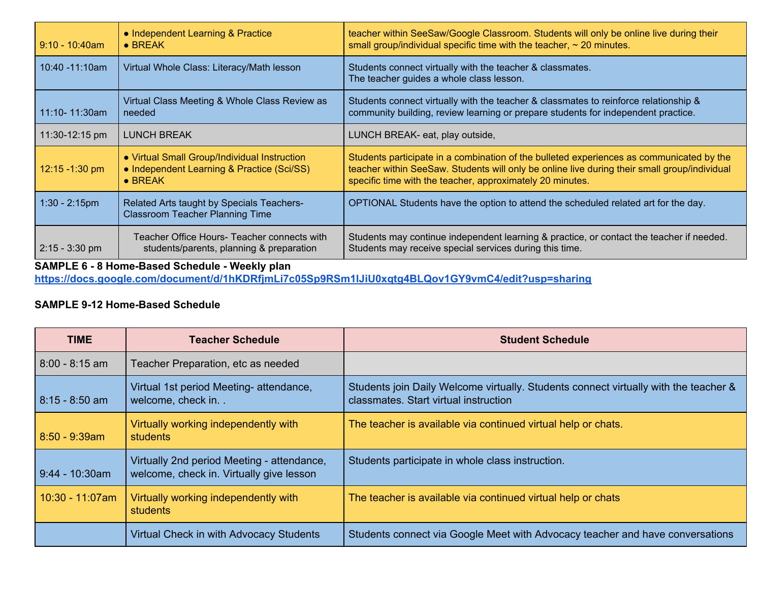| | | |
|---|---|---|
| 9:10 - 10:40am | ● Independent Learning & Practice<br>● BREAK | teacher within SeeSaw/Google Classroom. Students will only be online live during their small group/individual specific time with the teacher, ~ 20 minutes. |
| 10:40 -11:10am | Virtual Whole Class: Literacy/Math lesson | Students connect virtually with the teacher & classmates.<br>The teacher guides a whole class lesson. |
| 11:10- 11:30am | Virtual Class Meeting & Whole Class Review as needed | Students connect virtually with the teacher & classmates to reinforce relationship & community building, review learning or prepare students for independent practice. |
| 11:30-12:15 pm | LUNCH BREAK | LUNCH BREAK- eat, play outside, |
| 12:15 -1:30 pm | ● Virtual Small Group/Individual Instruction<br>● Independent Learning & Practice (Sci/SS)<br>● BREAK | Students participate in a combination of the bulleted experiences as communicated by the teacher within SeeSaw. Students will only be online live during their small group/individual specific time with the teacher, approximately 20 minutes. |
| 1:30 - 2:15pm | Related Arts taught by Specials Teachers-Classroom Teacher Planning Time | OPTIONAL Students have the option to attend the scheduled related art for the day. |
| 2:15 - 3:30 pm | Teacher Office Hours- Teacher connects with students/parents, planning & preparation | Students may continue independent learning & practice, or contact the teacher if needed. Students may receive special services during this time. |

**SAMPLE 6 - 8 Home-Based Schedule - Weekly plan**
https://docs.google.com/document/d/1hKDRfjmLi7c05Sp9RSm1IJiU0xqtg4BLQov1GY9vmC4/edit?usp=sharing

**SAMPLE 9-12 Home-Based Schedule**

| TIME | Teacher Schedule | Student Schedule |
|---|---|---|
| 8:00 - 8:15 am | Teacher Preparation, etc as needed | |
| 8:15 - 8:50 am | Virtual 1st period Meeting- attendance, welcome, check in. . | Students join Daily Welcome virtually. Students connect virtually with the teacher & classmates. Start virtual instruction |
| 8:50 - 9:39am | Virtually working independently with students | The teacher is available via continued virtual help or chats. |
| 9:44 - 10:30am | Virtually 2nd period Meeting - attendance, welcome, check in. Virtually give lesson | Students participate in whole class instruction. |
| 10:30 - 11:07am | Virtually working independently with students | The teacher is available via continued virtual help or chats |
| | Virtual Check in with Advocacy Students | Students connect via Google Meet with Advocacy teacher and have conversations |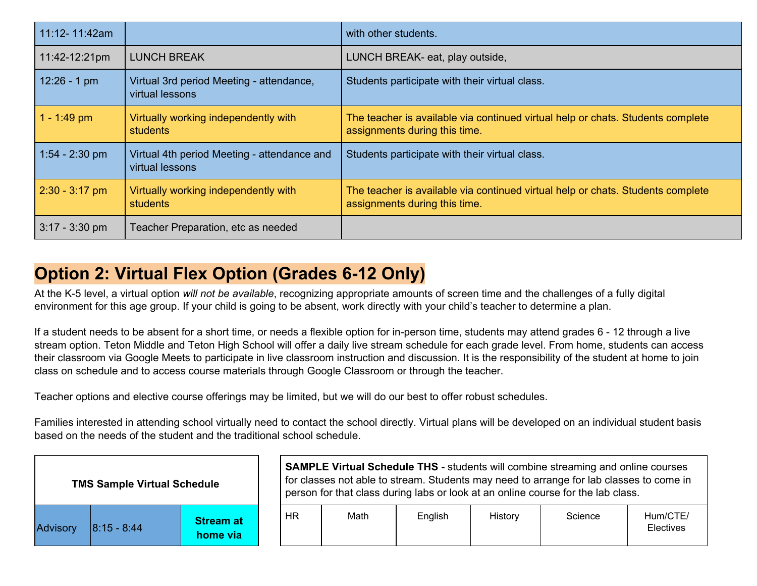| 11:12- 11:42am | | with other students. |
|---|---|---|
| 11:42-12:21pm | LUNCH BREAK | LUNCH BREAK- eat, play outside, |
| 12:26 - 1 pm | Virtual 3rd period Meeting - attendance, virtual lessons | Students participate with their virtual class. |
| 1 - 1:49 pm | Virtually working independently with students | The teacher is available via continued virtual help or chats. Students complete assignments during this time. |
| 1:54 - 2:30 pm | Virtual 4th period Meeting - attendance and virtual lessons | Students participate with their virtual class. |
| 2:30 - 3:17 pm | Virtually working independently with students | The teacher is available via continued virtual help or chats. Students complete assignments during this time. |
| 3:17 - 3:30 pm | Teacher Preparation, etc as needed | |

## Option 2: Virtual Flex Option (Grades 6-12 Only)

At the K-5 level, a virtual option *will not be available*, recognizing appropriate amounts of screen time and the challenges of a fully digital environment for this age group. If your child is going to be absent, work directly with your child's teacher to determine a plan.

If a student needs to be absent for a short time, or needs a flexible option for in-person time, students may attend grades 6 - 12 through a live stream option. Teton Middle and Teton High School will offer a daily live stream schedule for each grade level. From home, students can access their classroom via Google Meets to participate in live classroom instruction and discussion. It is the responsibility of the student at home to join class on schedule and to access course materials through Google Classroom or through the teacher.

Teacher options and elective course offerings may be limited, but we will do our best to offer robust schedules.

Families interested in attending school virtually need to contact the school directly. Virtual plans will be developed on an individual student basis based on the needs of the student and the traditional school schedule.

| **TMS Sample Virtual Schedule** | | |
|---|---|---|
| Advisory | 8:15 - 8:44 | **Stream at home via** |

**SAMPLE Virtual Schedule THS -** students will combine streaming and online courses for classes not able to stream. Students may need to arrange for lab classes to come in person for that class during labs or look at an online course for the lab class.

| HR | Math | English | History | Science | Hum/CTE/ Electives |
|---|---|---|---|---|---|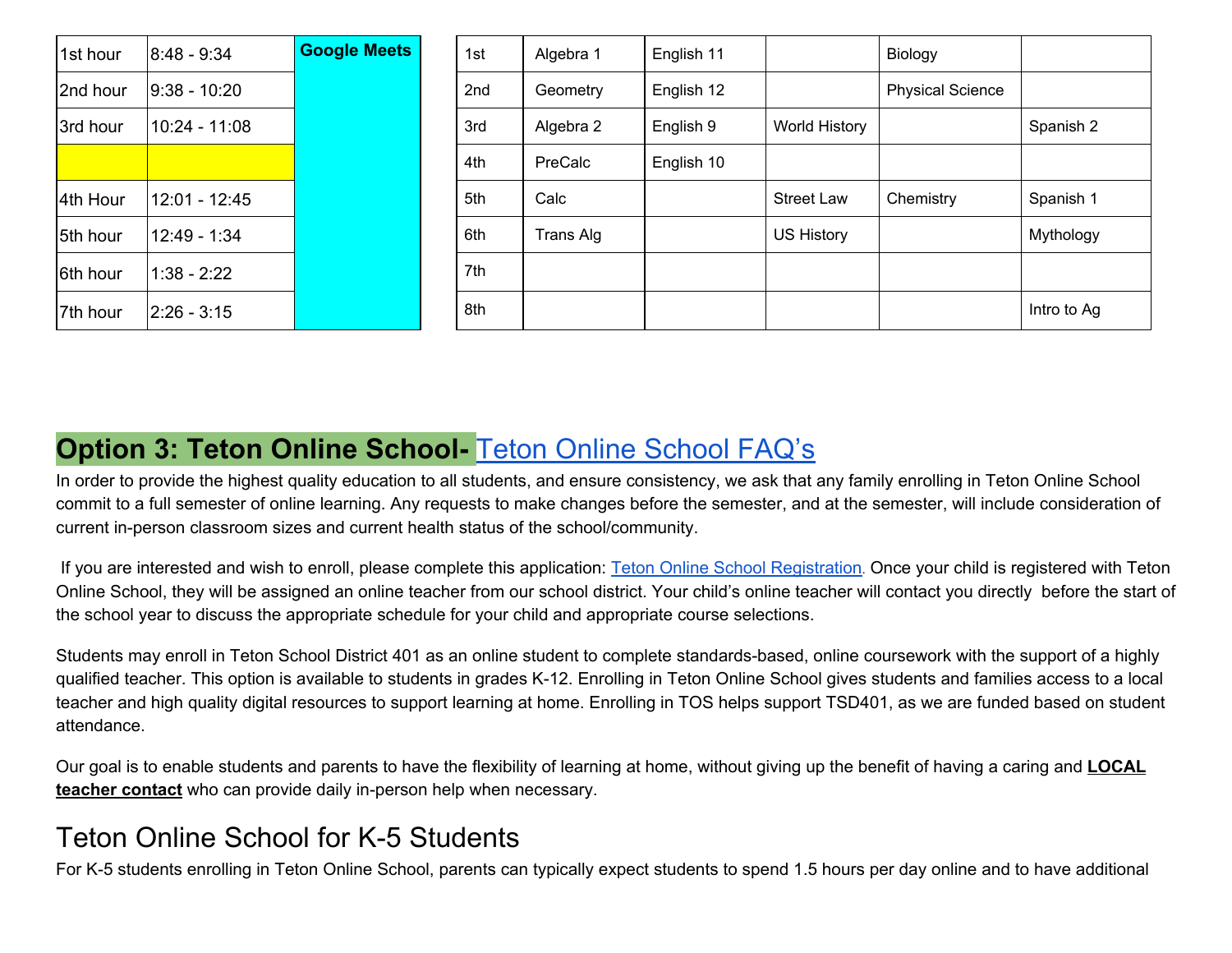| 1st hour | 8:48 - 9:34 | Google Meets |
|---|---|---|
| 2nd hour | 9:38 - 10:20 | |
| 3rd hour | 10:24 - 11:08 | |
| | | |
| 4th Hour | 12:01 - 12:45 | |
| 5th hour | 12:49 - 1:34 | |
| 6th hour | 1:38 - 2:22 | |
| 7th hour | 2:26 - 3:15 | |

| 1st | Algebra 1 | English 11 | | Biology | |
|---|---|---|---|---|---|
| 2nd | Geometry | English 12 | | Physical Science | |
| 3rd | Algebra 2 | English 9 | World History | | Spanish 2 |
| 4th | PreCalc | English 10 | | | |
| 5th | Calc | | Street Law | Chemistry | Spanish 1 |
| 6th | Trans Alg | | US History | | Mythology |
| 7th | | | | | |
| 8th | | | | | Intro to Ag |

## Option 3: Teton Online School- Teton Online School FAQ's

In order to provide the highest quality education to all students, and ensure consistency, we ask that any family enrolling in Teton Online School commit to a full semester of online learning. Any requests to make changes before the semester, and at the semester, will include consideration of current in-person classroom sizes and current health status of the school/community.

If you are interested and wish to enroll, please complete this application: Teton Online School Registration. Once your child is registered with Teton Online School, they will be assigned an online teacher from our school district. Your child's online teacher will contact you directly before the start of the school year to discuss the appropriate schedule for your child and appropriate course selections.

Students may enroll in Teton School District 401 as an online student to complete standards-based, online coursework with the support of a highly qualified teacher. This option is available to students in grades K-12. Enrolling in Teton Online School gives students and families access to a local teacher and high quality digital resources to support learning at home. Enrolling in TOS helps support TSD401, as we are funded based on student attendance.

Our goal is to enable students and parents to have the flexibility of learning at home, without giving up the benefit of having a caring and **LOCAL teacher contact** who can provide daily in-person help when necessary.

## Teton Online School for K-5 Students

For K-5 students enrolling in Teton Online School, parents can typically expect students to spend 1.5 hours per day online and to have additional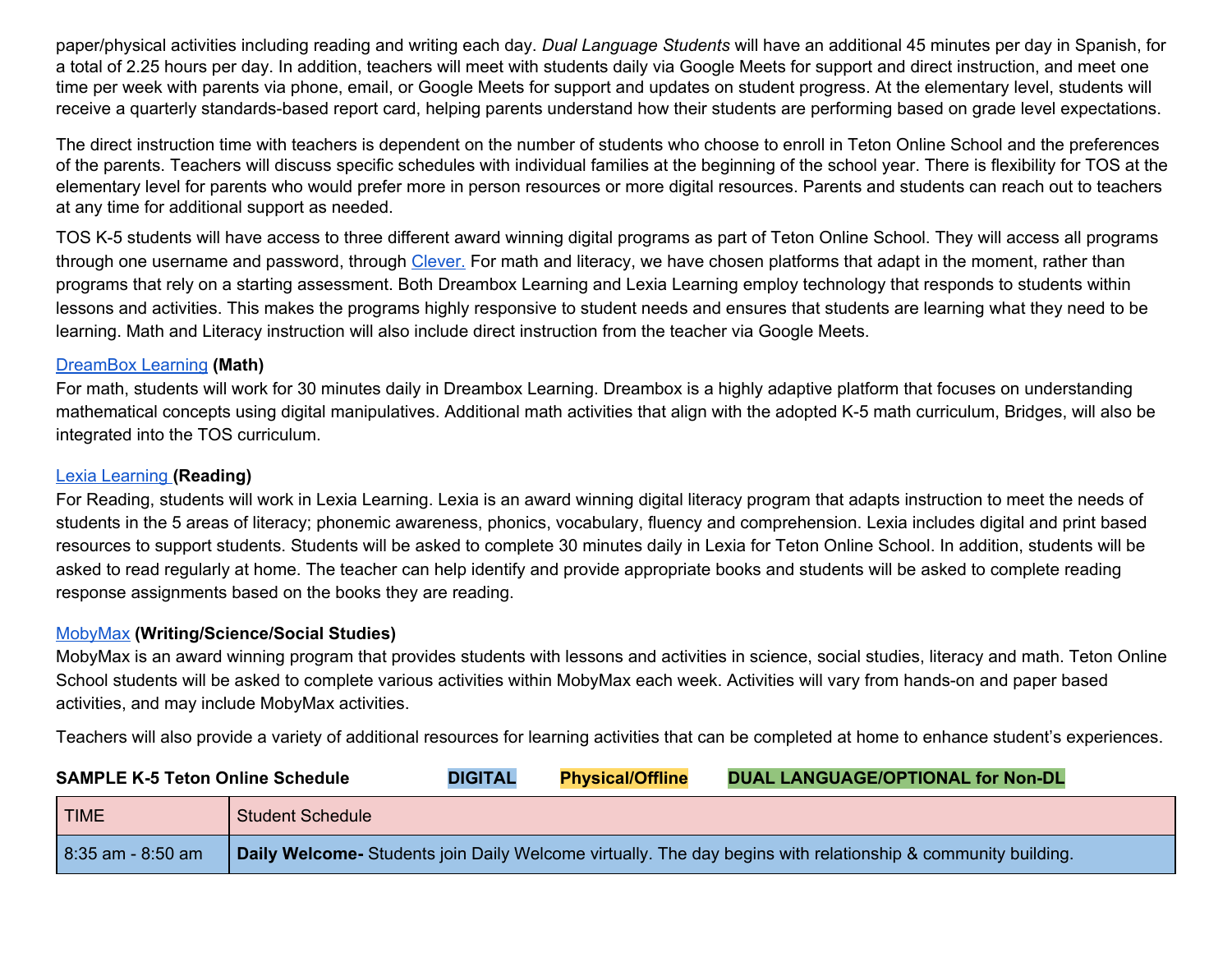paper/physical activities including reading and writing each day. *Dual Language Students* will have an additional 45 minutes per day in Spanish, for a total of 2.25 hours per day. In addition, teachers will meet with students daily via Google Meets for support and direct instruction, and meet one time per week with parents via phone, email, or Google Meets for support and updates on student progress. At the elementary level, students will receive a quarterly standards-based report card, helping parents understand how their students are performing based on grade level expectations.

The direct instruction time with teachers is dependent on the number of students who choose to enroll in Teton Online School and the preferences of the parents. Teachers will discuss specific schedules with individual families at the beginning of the school year. There is flexibility for TOS at the elementary level for parents who would prefer more in person resources or more digital resources. Parents and students can reach out to teachers at any time for additional support as needed.

TOS K-5 students will have access to three different award winning digital programs as part of Teton Online School. They will access all programs through one username and password, through Clever. For math and literacy, we have chosen platforms that adapt in the moment, rather than programs that rely on a starting assessment. Both Dreambox Learning and Lexia Learning employ technology that responds to students within lessons and activities. This makes the programs highly responsive to student needs and ensures that students are learning what they need to be learning. Math and Literacy instruction will also include direct instruction from the teacher via Google Meets.

DreamBox Learning **(Math)**
For math, students will work for 30 minutes daily in Dreambox Learning. Dreambox is a highly adaptive platform that focuses on understanding mathematical concepts using digital manipulatives. Additional math activities that align with the adopted K-5 math curriculum, Bridges, will also be integrated into the TOS curriculum.

Lexia Learning **(Reading)**
For Reading, students will work in Lexia Learning. Lexia is an award winning digital literacy program that adapts instruction to meet the needs of students in the 5 areas of literacy; phonemic awareness, phonics, vocabulary, fluency and comprehension. Lexia includes digital and print based resources to support students. Students will be asked to complete 30 minutes daily in Lexia for Teton Online School. In addition, students will be asked to read regularly at home. The teacher can help identify and provide appropriate books and students will be asked to complete reading response assignments based on the books they are reading.

MobyMax **(Writing/Science/Social Studies)**
MobyMax is an award winning program that provides students with lessons and activities in science, social studies, literacy and math. Teton Online School students will be asked to complete various activities within MobyMax each week. Activities will vary from hands-on and paper based activities, and may include MobyMax activities.

Teachers will also provide a variety of additional resources for learning activities that can be completed at home to enhance student's experiences.

**SAMPLE K-5 Teton Online Schedule** **DIGITAL** **Physical/Offline** **DUAL LANGUAGE/OPTIONAL for Non-DL**

| TIME | Student Schedule |
|---|---|
| 8:35 am - 8:50 am | **Daily Welcome-** Students join Daily Welcome virtually. The day begins with relationship & community building. |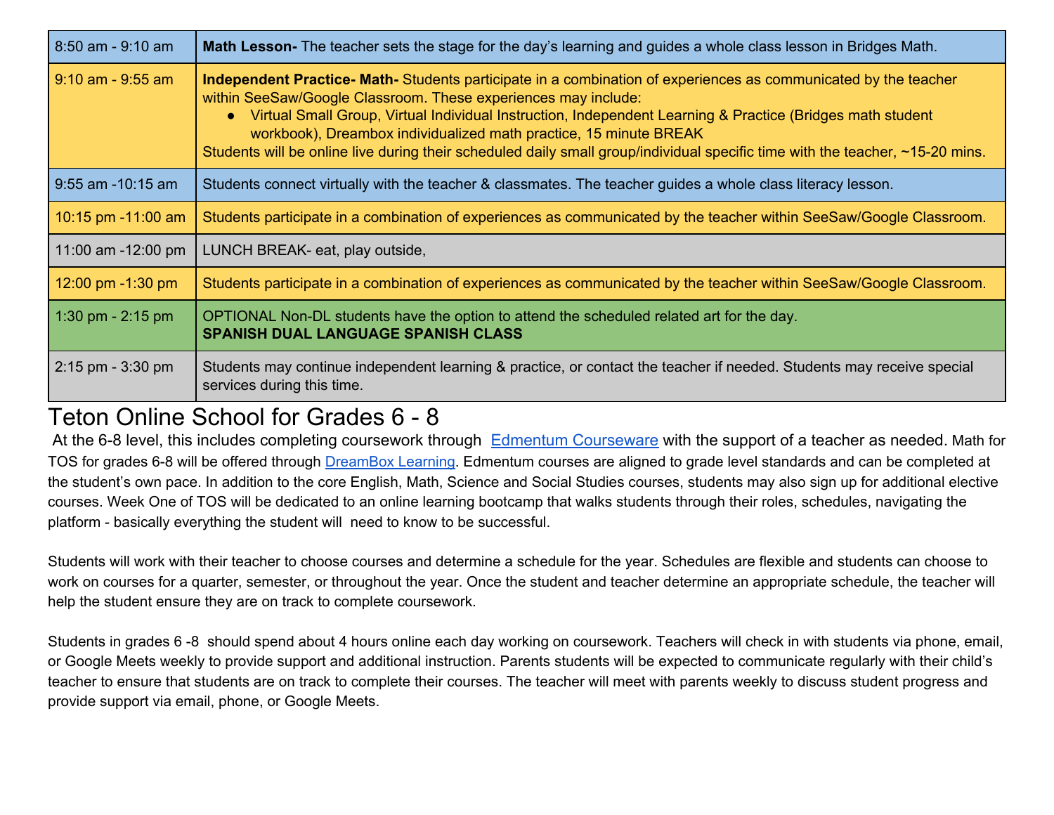| | |
|---|---|
| 8:50 am - 9:10 am | **Math Lesson-** The teacher sets the stage for the day's learning and guides a whole class lesson in Bridges Math. |
| 9:10 am - 9:55 am | **Independent Practice- Math-** Students participate in a combination of experiences as communicated by the teacher within SeeSaw/Google Classroom. These experiences may include: <br>● Virtual Small Group, Virtual Individual Instruction, Independent Learning & Practice (Bridges math student workbook), Dreambox individualized math practice, 15 minute BREAK <br>Students will be online live during their scheduled daily small group/individual specific time with the teacher, ~15-20 mins. |
| 9:55 am -10:15 am | Students connect virtually with the teacher & classmates. The teacher guides a whole class literacy lesson. |
| 10:15 pm -11:00 am | Students participate in a combination of experiences as communicated by the teacher within SeeSaw/Google Classroom. |
| 11:00 am -12:00 pm | LUNCH BREAK- eat, play outside, |
| 12:00 pm -1:30 pm | Students participate in a combination of experiences as communicated by the teacher within SeeSaw/Google Classroom. |
| 1:30 pm - 2:15 pm | OPTIONAL Non-DL students have the option to attend the scheduled related art for the day. <br>**SPANISH DUAL LANGUAGE SPANISH CLASS** |
| 2:15 pm - 3:30 pm | Students may continue independent learning & practice, or contact the teacher if needed. Students may receive special services during this time. |

# Teton Online School for Grades 6 - 8

At the 6-8 level, this includes completing coursework through [Edmentum Courseware] with the support of a teacher as needed. Math for TOS for grades 6-8 will be offered through [DreamBox Learning]. Edmentum courses are aligned to grade level standards and can be completed at the student's own pace. In addition to the core English, Math, Science and Social Studies courses, students may also sign up for additional elective courses. Week One of TOS will be dedicated to an online learning bootcamp that walks students through their roles, schedules, navigating the platform - basically everything the student will need to know to be successful.

Students will work with their teacher to choose courses and determine a schedule for the year. Schedules are flexible and students can choose to work on courses for a quarter, semester, or throughout the year. Once the student and teacher determine an appropriate schedule, the teacher will help the student ensure they are on track to complete coursework.

Students in grades 6 -8 should spend about 4 hours online each day working on coursework. Teachers will check in with students via phone, email, or Google Meets weekly to provide support and additional instruction. Parents students will be expected to communicate regularly with their child's teacher to ensure that students are on track to complete their courses. The teacher will meet with parents weekly to discuss student progress and provide support via email, phone, or Google Meets.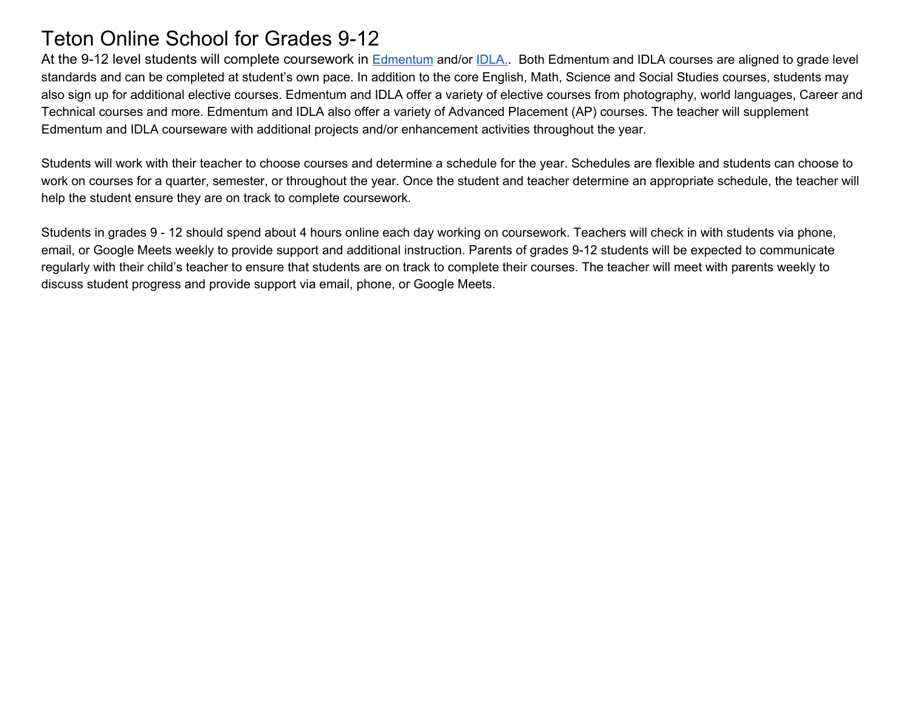# Teton Online School for Grades 9-12

At the 9-12 level students will complete coursework in Edmentum and/or IDLA.. Both Edmentum and IDLA courses are aligned to grade level standards and can be completed at student's own pace. In addition to the core English, Math, Science and Social Studies courses, students may also sign up for additional elective courses. Edmentum and IDLA offer a variety of elective courses from photography, world languages, Career and Technical courses and more. Edmentum and IDLA also offer a variety of Advanced Placement (AP) courses. The teacher will supplement Edmentum and IDLA courseware with additional projects and/or enhancement activities throughout the year.

Students will work with their teacher to choose courses and determine a schedule for the year. Schedules are flexible and students can choose to work on courses for a quarter, semester, or throughout the year. Once the student and teacher determine an appropriate schedule, the teacher will help the student ensure they are on track to complete coursework.

Students in grades 9 - 12 should spend about 4 hours online each day working on coursework. Teachers will check in with students via phone, email, or Google Meets weekly to provide support and additional instruction. Parents of grades 9-12 students will be expected to communicate regularly with their child's teacher to ensure that students are on track to complete their courses. The teacher will meet with parents weekly to discuss student progress and provide support via email, phone, or Google Meets.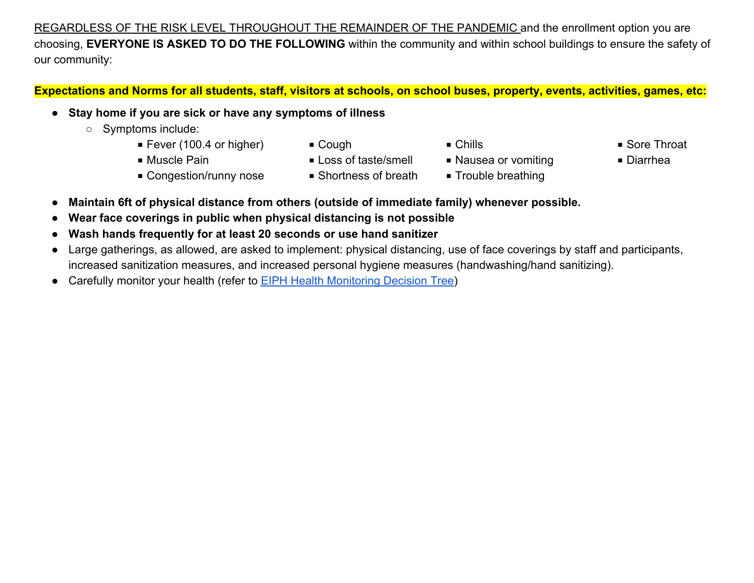REGARDLESS OF THE RISK LEVEL THROUGHOUT THE REMAINDER OF THE PANDEMIC and the enrollment option you are choosing, **EVERYONE IS ASKED TO DO THE FOLLOWING** within the community and within school buildings to ensure the safety of our community:

**Expectations and Norms for all students, staff, visitors at schools, on school buses, property, events, activities, games, etc:**

- **Stay home if you are sick or have any symptoms of illness**
  - Symptoms include:
    - Fever (100.4 or higher)
    - Cough
    - Chills
    - Sore Throat
    - Muscle Pain
    - Loss of taste/smell
    - Nausea or vomiting
    - Diarrhea
    - Congestion/runny nose
    - Shortness of breath
    - Trouble breathing
- **Maintain 6ft of physical distance from others (outside of immediate family) whenever possible.**
- **Wear face coverings in public when physical distancing is not possible**
- **Wash hands frequently for at least 20 seconds or use hand sanitizer**
- Large gatherings, as allowed, are asked to implement: physical distancing, use of face coverings by staff and participants, increased sanitization measures, and increased personal hygiene measures (handwashing/hand sanitizing).
- Carefully monitor your health (refer to EIPH Health Monitoring Decision Tree)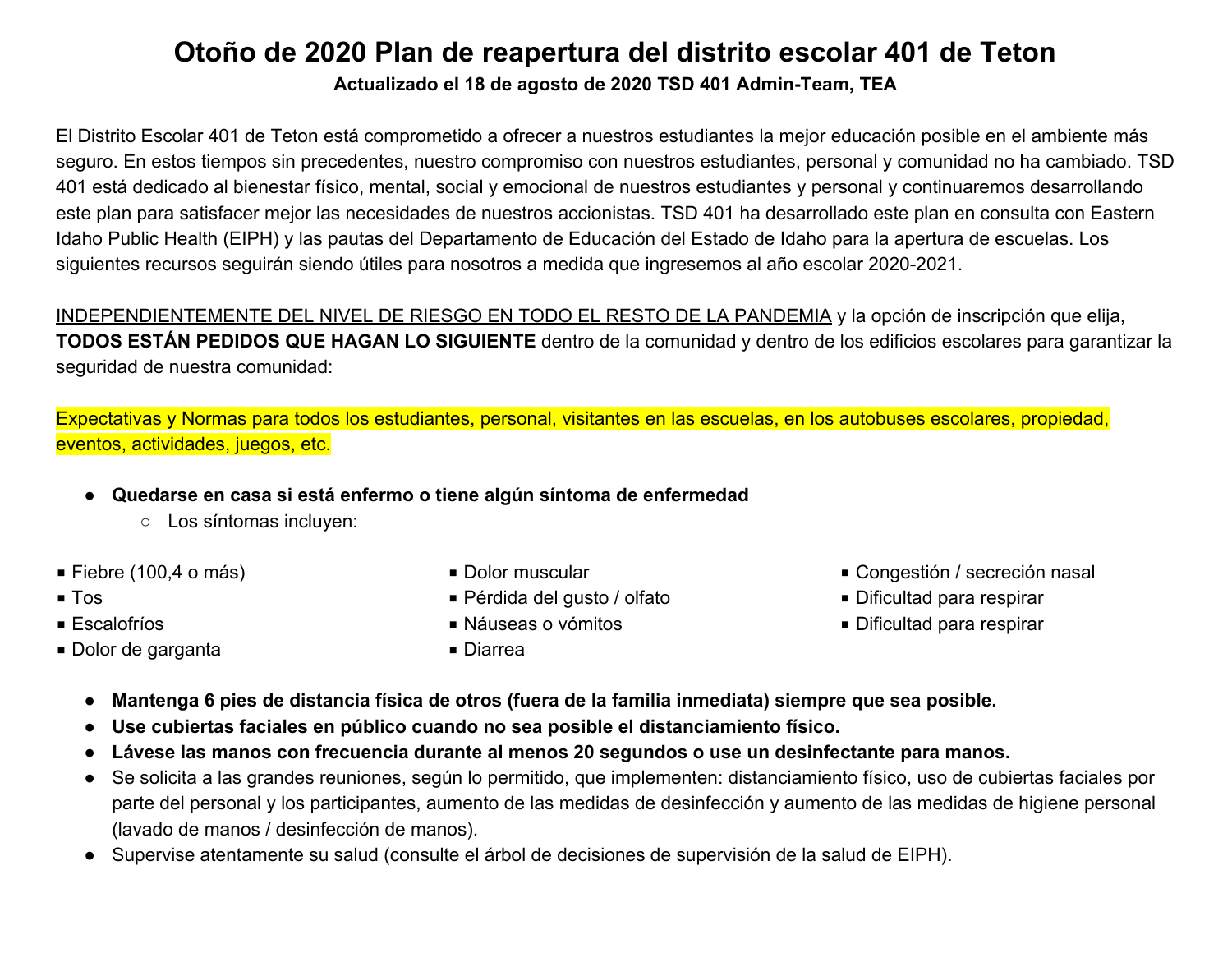# Otoño de 2020 Plan de reapertura del distrito escolar 401 de Teton

**Actualizado el 18 de agosto de 2020 TSD 401 Admin-Team, TEA**

El Distrito Escolar 401 de Teton está comprometido a ofrecer a nuestros estudiantes la mejor educación posible en el ambiente más seguro. En estos tiempos sin precedentes, nuestro compromiso con nuestros estudiantes, personal y comunidad no ha cambiado. TSD 401 está dedicado al bienestar físico, mental, social y emocional de nuestros estudiantes y personal y continuaremos desarrollando este plan para satisfacer mejor las necesidades de nuestros accionistas. TSD 401 ha desarrollado este plan en consulta con Eastern Idaho Public Health (EIPH) y las pautas del Departamento de Educación del Estado de Idaho para la apertura de escuelas. Los siguientes recursos seguirán siendo útiles para nosotros a medida que ingresemos al año escolar 2020-2021.

<u>INDEPENDIENTEMENTE DEL NIVEL DE RIESGO EN TODO EL RESTO DE LA PANDEMIA</u> y la opción de inscripción que elija, **TODOS ESTÁN PEDIDOS QUE HAGAN LO SIGUIENTE** dentro de la comunidad y dentro de los edificios escolares para garantizar la seguridad de nuestra comunidad:

Expectativas y Normas para todos los estudiantes, personal, visitantes en las escuelas, en los autobuses escolares, propiedad, eventos, actividades, juegos, etc.

- **Quedarse en casa si está enfermo o tiene algún síntoma de enfermedad**
  - Los síntomas incluyen:
    - Fiebre (100,4 o más)
    - Tos
    - Escalofríos
    - Dolor de garganta
    - Dolor muscular
    - Pérdida del gusto / olfato
    - Náuseas o vómitos
    - Diarrea
    - Congestión / secreción nasal
    - Dificultad para respirar
    - Dificultad para respirar
- **Mantenga 6 pies de distancia física de otros (fuera de la familia inmediata) siempre que sea posible.**
- **Use cubiertas faciales en público cuando no sea posible el distanciamiento físico.**
- **Lávese las manos con frecuencia durante al menos 20 segundos o use un desinfectante para manos.**
- Se solicita a las grandes reuniones, según lo permitido, que implementen: distanciamiento físico, uso de cubiertas faciales por parte del personal y los participantes, aumento de las medidas de desinfección y aumento de las medidas de higiene personal (lavado de manos / desinfección de manos).
- Supervise atentamente su salud (consulte el árbol de decisiones de supervisión de la salud de EIPH).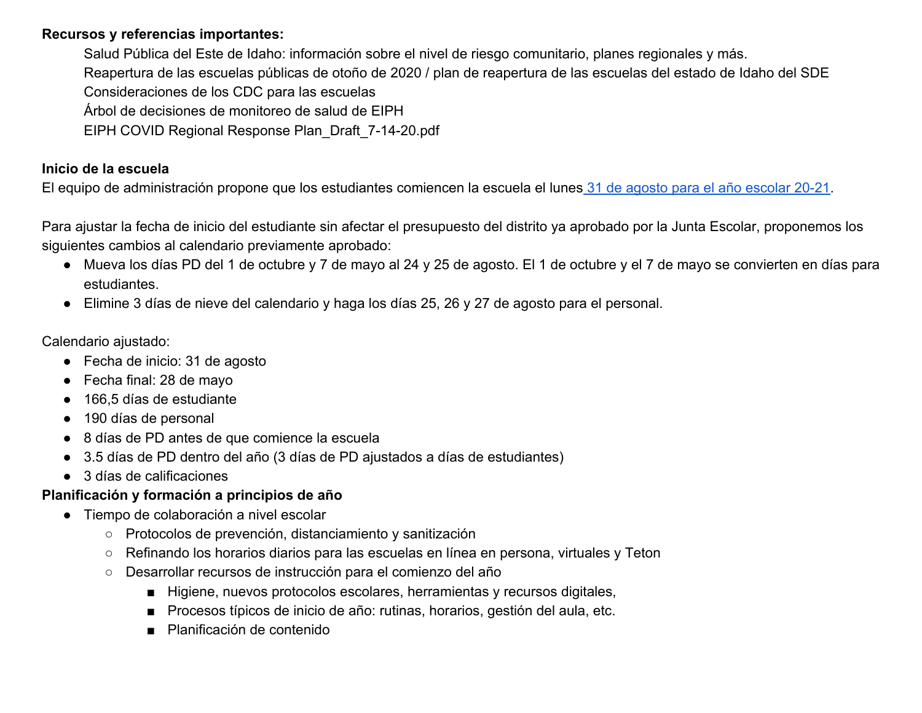**Recursos y referencias importantes:**

Salud Pública del Este de Idaho: información sobre el nivel de riesgo comunitario, planes regionales y más.
Reapertura de las escuelas públicas de otoño de 2020 / plan de reapertura de las escuelas del estado de Idaho del SDE
Consideraciones de los CDC para las escuelas
Árbol de decisiones de monitoreo de salud de EIPH
EIPH COVID Regional Response Plan_Draft_7-14-20.pdf

**Inicio de la escuela**

El equipo de administración propone que los estudiantes comiencen la escuela el lunes 31 de agosto para el año escolar 20-21.

Para ajustar la fecha de inicio del estudiante sin afectar el presupuesto del distrito ya aprobado por la Junta Escolar, proponemos los siguientes cambios al calendario previamente aprobado:

- Mueva los días PD del 1 de octubre y 7 de mayo al 24 y 25 de agosto. El 1 de octubre y el 7 de mayo se convierten en días para estudiantes.
- Elimine 3 días de nieve del calendario y haga los días 25, 26 y 27 de agosto para el personal.

Calendario ajustado:

- Fecha de inicio: 31 de agosto
- Fecha final: 28 de mayo
- 166,5 días de estudiante
- 190 días de personal
- 8 días de PD antes de que comience la escuela
- 3.5 días de PD dentro del año (3 días de PD ajustados a días de estudiantes)
- 3 días de calificaciones

**Planificación y formación a principios de año**

- Tiempo de colaboración a nivel escolar
  - Protocolos de prevención, distanciamiento y sanitización
  - Refinando los horarios diarios para las escuelas en línea en persona, virtuales y Teton
  - Desarrollar recursos de instrucción para el comienzo del año
    - Higiene, nuevos protocolos escolares, herramientas y recursos digitales,
    - Procesos típicos de inicio de año: rutinas, horarios, gestión del aula, etc.
    - Planificación de contenido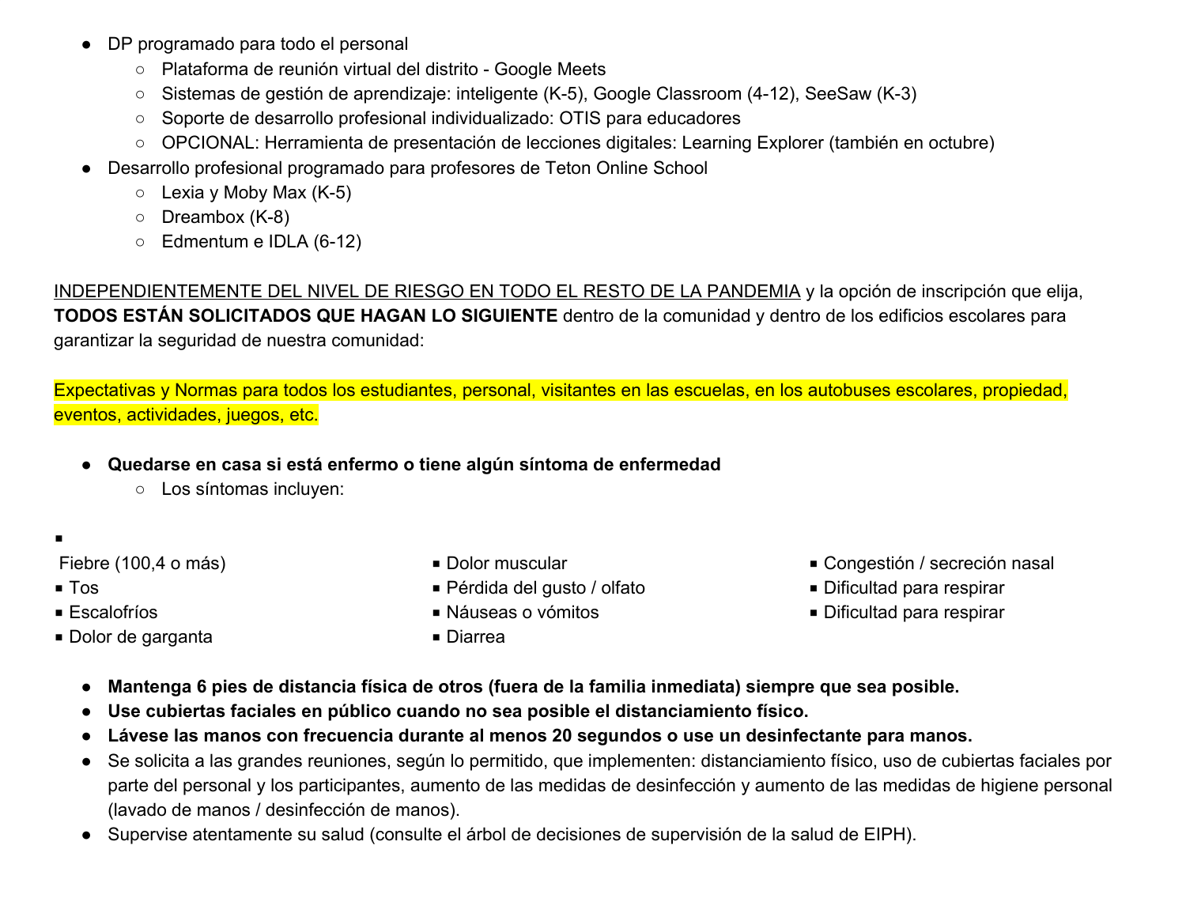- DP programado para todo el personal
    - Plataforma de reunión virtual del distrito - Google Meets
    - Sistemas de gestión de aprendizaje: inteligente (K-5), Google Classroom (4-12), SeeSaw (K-3)
    - Soporte de desarrollo profesional individualizado: OTIS para educadores
    - OPCIONAL: Herramienta de presentación de lecciones digitales: Learning Explorer (también en octubre)
- Desarrollo profesional programado para profesores de Teton Online School
    - Lexia y Moby Max (K-5)
    - Dreambox (K-8)
    - Edmentum e IDLA (6-12)

<u>INDEPENDIENTEMENTE DEL NIVEL DE RIESGO EN TODO EL RESTO DE LA PANDEMIA</u> y la opción de inscripción que elija, **TODOS ESTÁN SOLICITADOS QUE HAGAN LO SIGUIENTE** dentro de la comunidad y dentro de los edificios escolares para garantizar la seguridad de nuestra comunidad:

Expectativas y Normas para todos los estudiantes, personal, visitantes en las escuelas, en los autobuses escolares, propiedad, eventos, actividades, juegos, etc.

- **Quedarse en casa si está enfermo o tiene algún síntoma de enfermedad**
    - Los síntomas incluyen:

- Fiebre (100,4 o más)
- Tos
- Escalofríos
- Dolor de garganta
- Dolor muscular
- Pérdida del gusto / olfato
- Náuseas o vómitos
- Diarrea
- Congestión / secreción nasal
- Dificultad para respirar
- Dificultad para respirar

- **Mantenga 6 pies de distancia física de otros (fuera de la familia inmediata) siempre que sea posible.**
- **Use cubiertas faciales en público cuando no sea posible el distanciamiento físico.**
- **Lávese las manos con frecuencia durante al menos 20 segundos o use un desinfectante para manos.**
- Se solicita a las grandes reuniones, según lo permitido, que implementen: distanciamiento físico, uso de cubiertas faciales por parte del personal y los participantes, aumento de las medidas de desinfección y aumento de las medidas de higiene personal (lavado de manos / desinfección de manos).
- Supervise atentamente su salud (consulte el árbol de decisiones de supervisión de la salud de EIPH).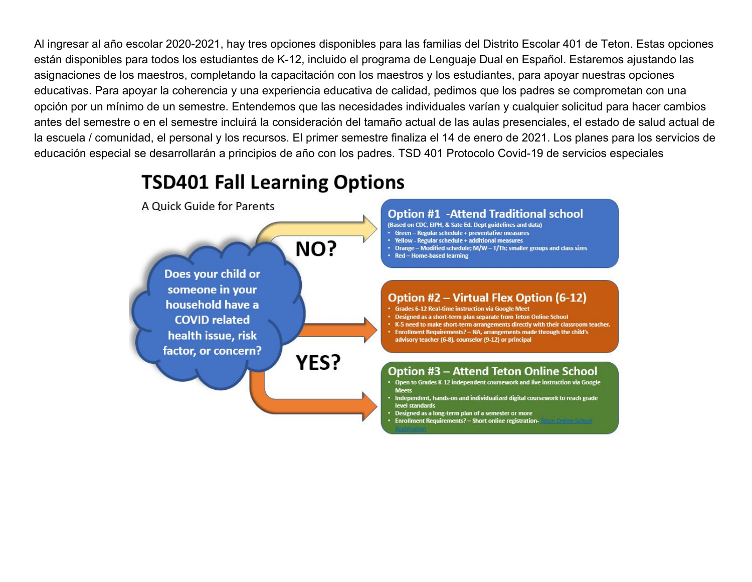Al ingresar al año escolar 2020-2021, hay tres opciones disponibles para las familias del Distrito Escolar 401 de Teton. Estas opciones están disponibles para todos los estudiantes de K-12, incluido el programa de Lenguaje Dual en Español. Estaremos ajustando las asignaciones de los maestros, completando la capacitación con los maestros y los estudiantes, para apoyar nuestras opciones educativas. Para apoyar la coherencia y una experiencia educativa de calidad, pedimos que los padres se comprometan con una opción por un mínimo de un semestre. Entendemos que las necesidades individuales varían y cualquier solicitud para hacer cambios antes del semestre o en el semestre incluirá la consideración del tamaño actual de las aulas presenciales, el estado de salud actual de la escuela / comunidad, el personal y los recursos. El primer semestre finaliza el 14 de enero de 2021. Los planes para los servicios de educación especial se desarrollarán a principios de año con los padres. TSD 401 Protocolo Covid-19 de servicios especiales

# TSD401 Fall Learning Options

A Quick Guide for Parents

**Does your child or someone in your household have a COVID related health issue, risk factor, or concern?**

**NO?**

**Option #1 -Attend Traditional school**

(Based on CDC, EIPH, & Sate Ed. Dept guidelines and data)

- Green – Regular schedule + preventative measures
- Yellow - Regular schedule + additional measures
- Orange – Modified schedule; M/W – T/Th; smaller groups and class sizes
- Red – Home-based learning

**YES?**

**Option #2 – Virtual Flex Option (6-12)**

- Grades 6-12 Real-time instruction via Google Meet
- Designed as a short-term plan separate from Teton Online School
- K-5 need to make short-term arrangements directly with their classroom teacher.
- Enrollment Requirements? – NA, arrangements made through the child's advisory teacher (6-8), counselor (9-12) or principal

**Option #3 – Attend Teton Online School**

- Open to Grades K-12 independent coursework and live instruction via Google Meets
- Independent, hands-on and individualized digital coursework to reach grade level standards
- Designed as a long-term plan of a semester or more
- Enrollment Requirements? – Short online registration- Teton Online School Registration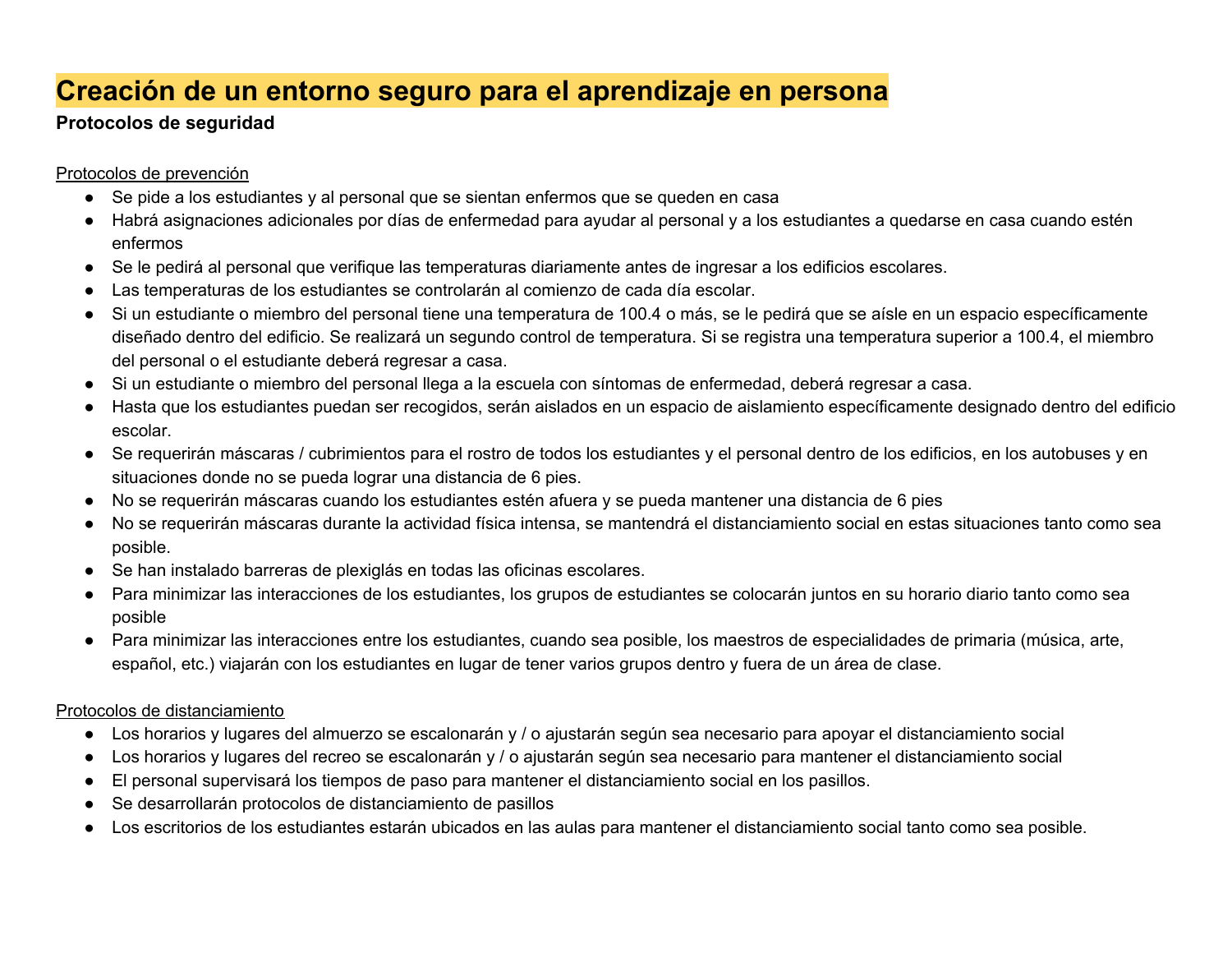# Creación de un entorno seguro para el aprendizaje en persona

**Protocolos de seguridad**

Protocolos de prevención

- Se pide a los estudiantes y al personal que se sientan enfermos que se queden en casa
- Habrá asignaciones adicionales por días de enfermedad para ayudar al personal y a los estudiantes a quedarse en casa cuando estén enfermos
- Se le pedirá al personal que verifique las temperaturas diariamente antes de ingresar a los edificios escolares.
- Las temperaturas de los estudiantes se controlarán al comienzo de cada día escolar.
- Si un estudiante o miembro del personal tiene una temperatura de 100.4 o más, se le pedirá que se aísle en un espacio específicamente diseñado dentro del edificio. Se realizará un segundo control de temperatura. Si se registra una temperatura superior a 100.4, el miembro del personal o el estudiante deberá regresar a casa.
- Si un estudiante o miembro del personal llega a la escuela con síntomas de enfermedad, deberá regresar a casa.
- Hasta que los estudiantes puedan ser recogidos, serán aislados en un espacio de aislamiento específicamente designado dentro del edificio escolar.
- Se requerirán máscaras / cubrimientos para el rostro de todos los estudiantes y el personal dentro de los edificios, en los autobuses y en situaciones donde no se pueda lograr una distancia de 6 pies.
- No se requerirán máscaras cuando los estudiantes estén afuera y se pueda mantener una distancia de 6 pies
- No se requerirán máscaras durante la actividad física intensa, se mantendrá el distanciamiento social en estas situaciones tanto como sea posible.
- Se han instalado barreras de plexiglás en todas las oficinas escolares.
- Para minimizar las interacciones de los estudiantes, los grupos de estudiantes se colocarán juntos en su horario diario tanto como sea posible
- Para minimizar las interacciones entre los estudiantes, cuando sea posible, los maestros de especialidades de primaria (música, arte, español, etc.) viajarán con los estudiantes en lugar de tener varios grupos dentro y fuera de un área de clase.

Protocolos de distanciamiento

- Los horarios y lugares del almuerzo se escalonarán y / o ajustarán según sea necesario para apoyar el distanciamiento social
- Los horarios y lugares del recreo se escalonarán y / o ajustarán según sea necesario para mantener el distanciamiento social
- El personal supervisará los tiempos de paso para mantener el distanciamiento social en los pasillos.
- Se desarrollarán protocolos de distanciamiento de pasillos
- Los escritorios de los estudiantes estarán ubicados en las aulas para mantener el distanciamiento social tanto como sea posible.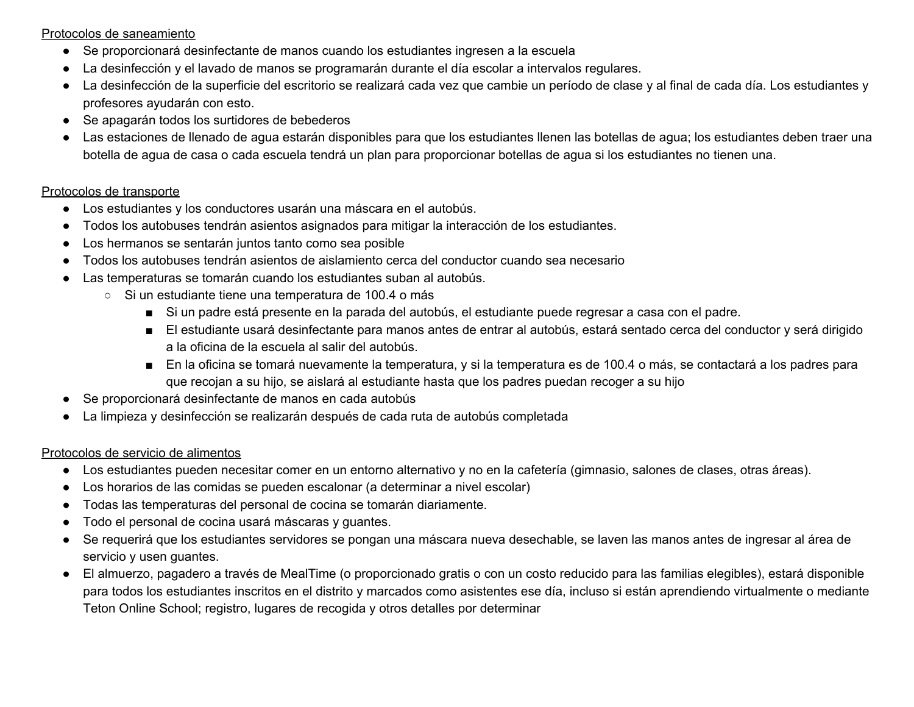<u>Protocolos de saneamiento</u>

- Se proporcionará desinfectante de manos cuando los estudiantes ingresen a la escuela
- La desinfección y el lavado de manos se programarán durante el día escolar a intervalos regulares.
- La desinfección de la superficie del escritorio se realizará cada vez que cambie un período de clase y al final de cada día. Los estudiantes y profesores ayudarán con esto.
- Se apagarán todos los surtidores de bebederos
- Las estaciones de llenado de agua estarán disponibles para que los estudiantes llenen las botellas de agua; los estudiantes deben traer una botella de agua de casa o cada escuela tendrá un plan para proporcionar botellas de agua si los estudiantes no tienen una.

<u>Protocolos de transporte</u>

- Los estudiantes y los conductores usarán una máscara en el autobús.
- Todos los autobuses tendrán asientos asignados para mitigar la interacción de los estudiantes.
- Los hermanos se sentarán juntos tanto como sea posible
- Todos los autobuses tendrán asientos de aislamiento cerca del conductor cuando sea necesario
- Las temperaturas se tomarán cuando los estudiantes suban al autobús.
    - Si un estudiante tiene una temperatura de 100.4 o más
        - Si un padre está presente en la parada del autobús, el estudiante puede regresar a casa con el padre.
        - El estudiante usará desinfectante para manos antes de entrar al autobús, estará sentado cerca del conductor y será dirigido a la oficina de la escuela al salir del autobús.
        - En la oficina se tomará nuevamente la temperatura, y si la temperatura es de 100.4 o más, se contactará a los padres para que recojan a su hijo, se aislará al estudiante hasta que los padres puedan recoger a su hijo
- Se proporcionará desinfectante de manos en cada autobús
- La limpieza y desinfección se realizarán después de cada ruta de autobús completada

<u>Protocolos de servicio de alimentos</u>

- Los estudiantes pueden necesitar comer en un entorno alternativo y no en la cafetería (gimnasio, salones de clases, otras áreas).
- Los horarios de las comidas se pueden escalonar (a determinar a nivel escolar)
- Todas las temperaturas del personal de cocina se tomarán diariamente.
- Todo el personal de cocina usará máscaras y guantes.
- Se requerirá que los estudiantes servidores se pongan una máscara nueva desechable, se laven las manos antes de ingresar al área de servicio y usen guantes.
- El almuerzo, pagadero a través de MealTime (o proporcionado gratis o con un costo reducido para las familias elegibles), estará disponible para todos los estudiantes inscritos en el distrito y marcados como asistentes ese día, incluso si están aprendiendo virtualmente o mediante Teton Online School; registro, lugares de recogida y otros detalles por determinar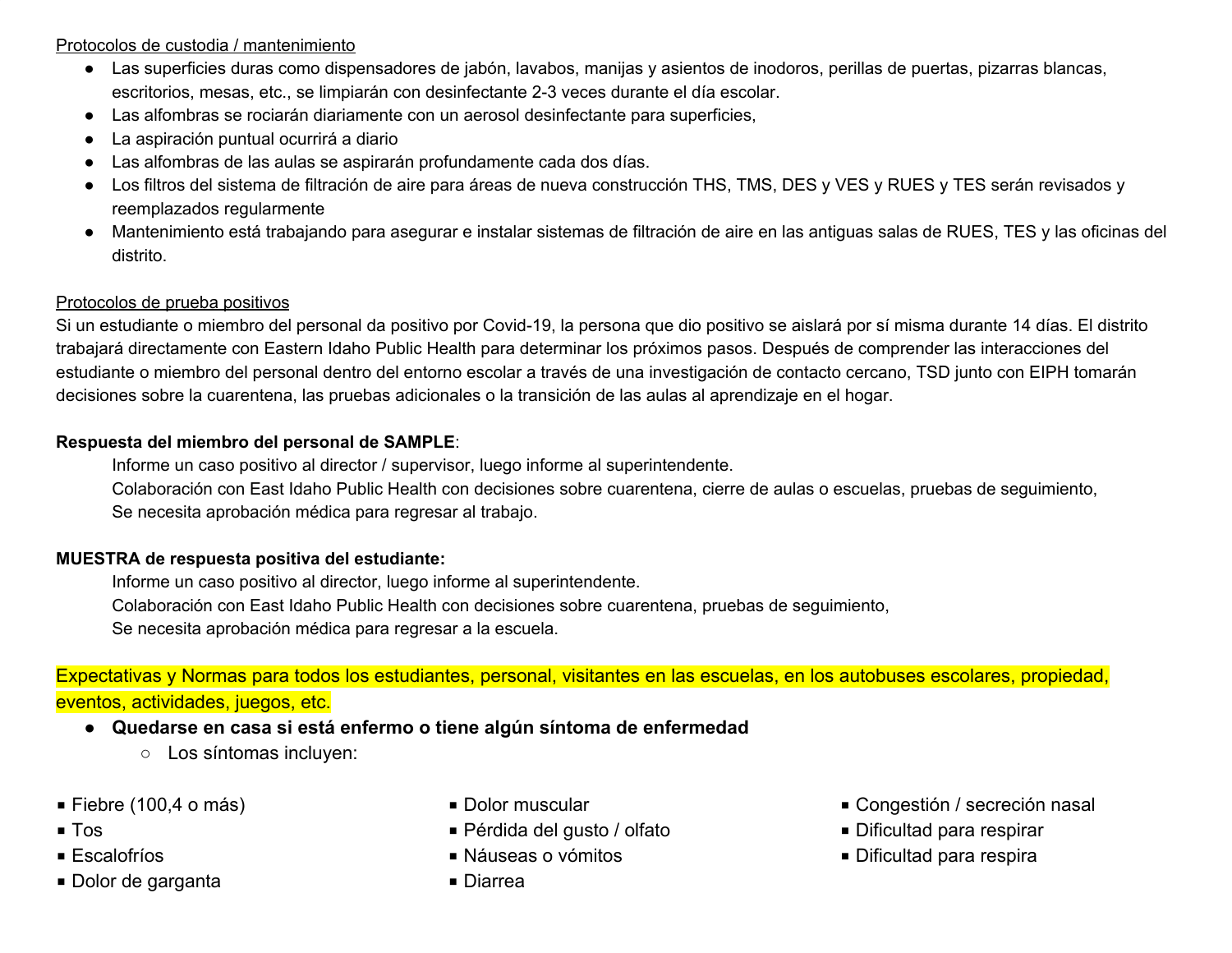<u>Protocolos de custodia / mantenimiento</u>

- Las superficies duras como dispensadores de jabón, lavabos, manijas y asientos de inodoros, perillas de puertas, pizarras blancas, escritorios, mesas, etc., se limpiarán con desinfectante 2-3 veces durante el día escolar.
- Las alfombras se rociarán diariamente con un aerosol desinfectante para superficies,
- La aspiración puntual ocurrirá a diario
- Las alfombras de las aulas se aspirarán profundamente cada dos días.
- Los filtros del sistema de filtración de aire para áreas de nueva construcción THS, TMS, DES y VES y RUES y TES serán revisados y reemplazados regularmente
- Mantenimiento está trabajando para asegurar e instalar sistemas de filtración de aire en las antiguas salas de RUES, TES y las oficinas del distrito.

<u>Protocolos de prueba positivos</u>

Si un estudiante o miembro del personal da positivo por Covid-19, la persona que dio positivo se aislará por sí misma durante 14 días. El distrito trabajará directamente con Eastern Idaho Public Health para determinar los próximos pasos. Después de comprender las interacciones del estudiante o miembro del personal dentro del entorno escolar a través de una investigación de contacto cercano, TSD junto con EIPH tomarán decisiones sobre la cuarentena, las pruebas adicionales o la transición de las aulas al aprendizaje en el hogar.

**Respuesta del miembro del personal de SAMPLE**:

Informe un caso positivo al director / supervisor, luego informe al superintendente.
Colaboración con East Idaho Public Health con decisiones sobre cuarentena, cierre de aulas o escuelas, pruebas de seguimiento,
Se necesita aprobación médica para regresar al trabajo.

**MUESTRA de respuesta positiva del estudiante:**

Informe un caso positivo al director, luego informe al superintendente.
Colaboración con East Idaho Public Health con decisiones sobre cuarentena, pruebas de seguimiento,
Se necesita aprobación médica para regresar a la escuela.

Expectativas y Normas para todos los estudiantes, personal, visitantes en las escuelas, en los autobuses escolares, propiedad, eventos, actividades, juegos, etc.

- **Quedarse en casa si está enfermo o tiene algún síntoma de enfermedad**
  - Los síntomas incluyen:

- Fiebre (100,4 o más)
- Tos
- Escalofríos
- Dolor de garganta
- Dolor muscular
- Pérdida del gusto / olfato
- Náuseas o vómitos
- Diarrea
- Congestión / secreción nasal
- Dificultad para respirar
- Dificultad para respira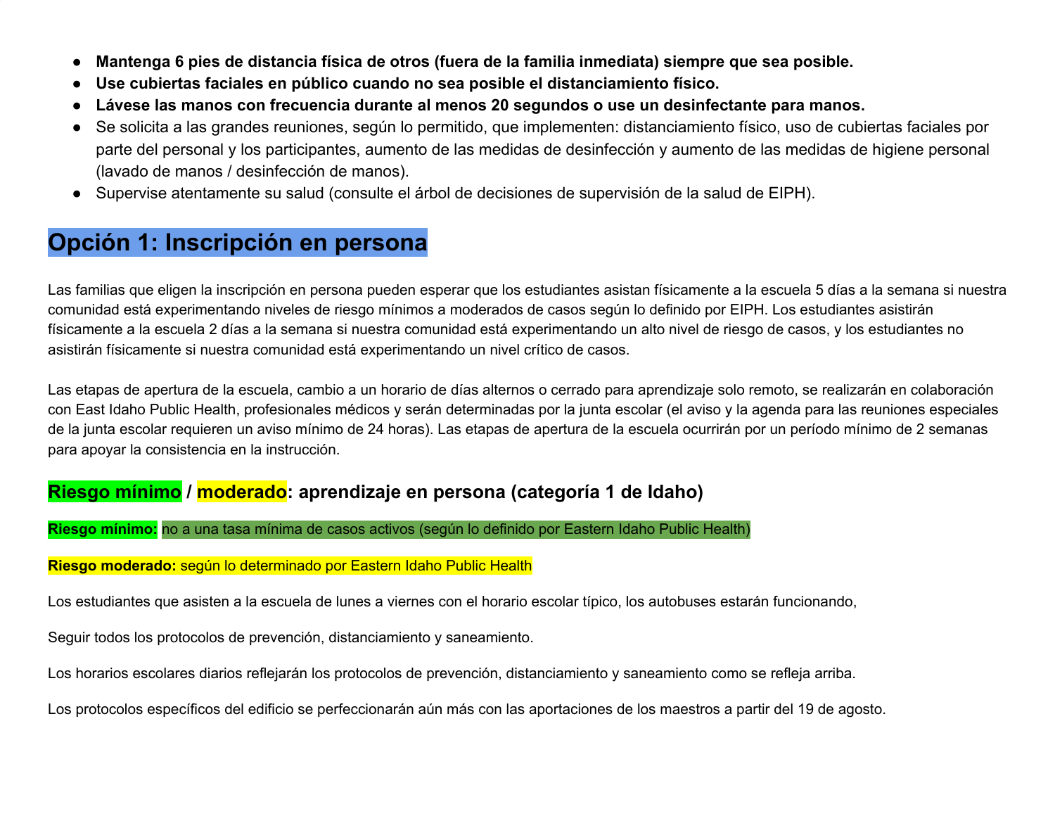- **Mantenga 6 pies de distancia física de otros (fuera de la familia inmediata) siempre que sea posible.**
- **Use cubiertas faciales en público cuando no sea posible el distanciamiento físico.**
- **Lávese las manos con frecuencia durante al menos 20 segundos o use un desinfectante para manos.**
- Se solicita a las grandes reuniones, según lo permitido, que implementen: distanciamiento físico, uso de cubiertas faciales por parte del personal y los participantes, aumento de las medidas de desinfección y aumento de las medidas de higiene personal (lavado de manos / desinfección de manos).
- Supervise atentamente su salud (consulte el árbol de decisiones de supervisión de la salud de EIPH).

## Opción 1: Inscripción en persona

Las familias que eligen la inscripción en persona pueden esperar que los estudiantes asistan físicamente a la escuela 5 días a la semana si nuestra comunidad está experimentando niveles de riesgo mínimos a moderados de casos según lo definido por EIPH. Los estudiantes asistirán físicamente a la escuela 2 días a la semana si nuestra comunidad está experimentando un alto nivel de riesgo de casos, y los estudiantes no asistirán físicamente si nuestra comunidad está experimentando un nivel crítico de casos.

Las etapas de apertura de la escuela, cambio a un horario de días alternos o cerrado para aprendizaje solo remoto, se realizarán en colaboración con East Idaho Public Health, profesionales médicos y serán determinadas por la junta escolar (el aviso y la agenda para las reuniones especiales de la junta escolar requieren un aviso mínimo de 24 horas). Las etapas de apertura de la escuela ocurrirán por un período mínimo de 2 semanas para apoyar la consistencia en la instrucción.

### Riesgo mínimo / moderado: aprendizaje en persona (categoría 1 de Idaho)

**Riesgo mínimo:** no a una tasa mínima de casos activos (según lo definido por Eastern Idaho Public Health)

**Riesgo moderado:** según lo determinado por Eastern Idaho Public Health

Los estudiantes que asisten a la escuela de lunes a viernes con el horario escolar típico, los autobuses estarán funcionando,

Seguir todos los protocolos de prevención, distanciamiento y saneamiento.

Los horarios escolares diarios reflejarán los protocolos de prevención, distanciamiento y saneamiento como se refleja arriba.

Los protocolos específicos del edificio se perfeccionarán aún más con las aportaciones de los maestros a partir del 19 de agosto.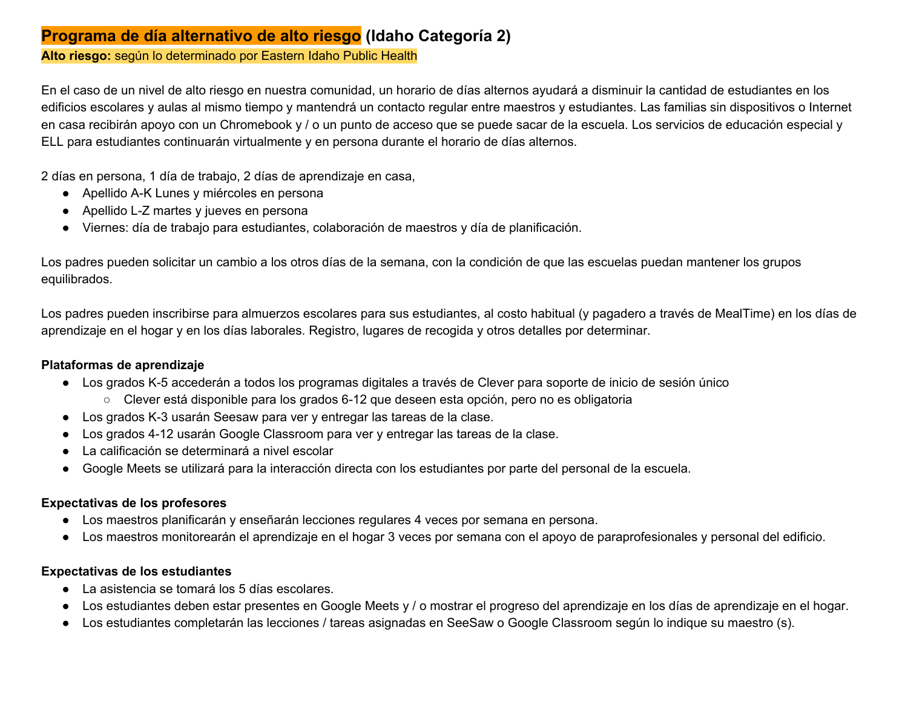## Programa de día alternativo de alto riesgo (Idaho Categoría 2)

**Alto riesgo:** según lo determinado por Eastern Idaho Public Health

En el caso de un nivel de alto riesgo en nuestra comunidad, un horario de días alternos ayudará a disminuir la cantidad de estudiantes en los edificios escolares y aulas al mismo tiempo y mantendrá un contacto regular entre maestros y estudiantes. Las familias sin dispositivos o Internet en casa recibirán apoyo con un Chromebook y / o un punto de acceso que se puede sacar de la escuela. Los servicios de educación especial y ELL para estudiantes continuarán virtualmente y en persona durante el horario de días alternos.

2 días en persona, 1 día de trabajo, 2 días de aprendizaje en casa,

- Apellido A-K Lunes y miércoles en persona
- Apellido L-Z martes y jueves en persona
- Viernes: día de trabajo para estudiantes, colaboración de maestros y día de planificación.

Los padres pueden solicitar un cambio a los otros días de la semana, con la condición de que las escuelas puedan mantener los grupos equilibrados.

Los padres pueden inscribirse para almuerzos escolares para sus estudiantes, al costo habitual (y pagadero a través de MealTime) en los días de aprendizaje en el hogar y en los días laborales. Registro, lugares de recogida y otros detalles por determinar.

**Plataformas de aprendizaje**

- Los grados K-5 accederán a todos los programas digitales a través de Clever para soporte de inicio de sesión único
  - Clever está disponible para los grados 6-12 que deseen esta opción, pero no es obligatoria
- Los grados K-3 usarán Seesaw para ver y entregar las tareas de la clase.
- Los grados 4-12 usarán Google Classroom para ver y entregar las tareas de la clase.
- La calificación se determinará a nivel escolar
- Google Meets se utilizará para la interacción directa con los estudiantes por parte del personal de la escuela.

**Expectativas de los profesores**

- Los maestros planificarán y enseñarán lecciones regulares 4 veces por semana en persona.
- Los maestros monitorearán el aprendizaje en el hogar 3 veces por semana con el apoyo de paraprofesionales y personal del edificio.

**Expectativas de los estudiantes**

- La asistencia se tomará los 5 días escolares.
- Los estudiantes deben estar presentes en Google Meets y / o mostrar el progreso del aprendizaje en los días de aprendizaje en el hogar.
- Los estudiantes completarán las lecciones / tareas asignadas en SeeSaw o Google Classroom según lo indique su maestro (s).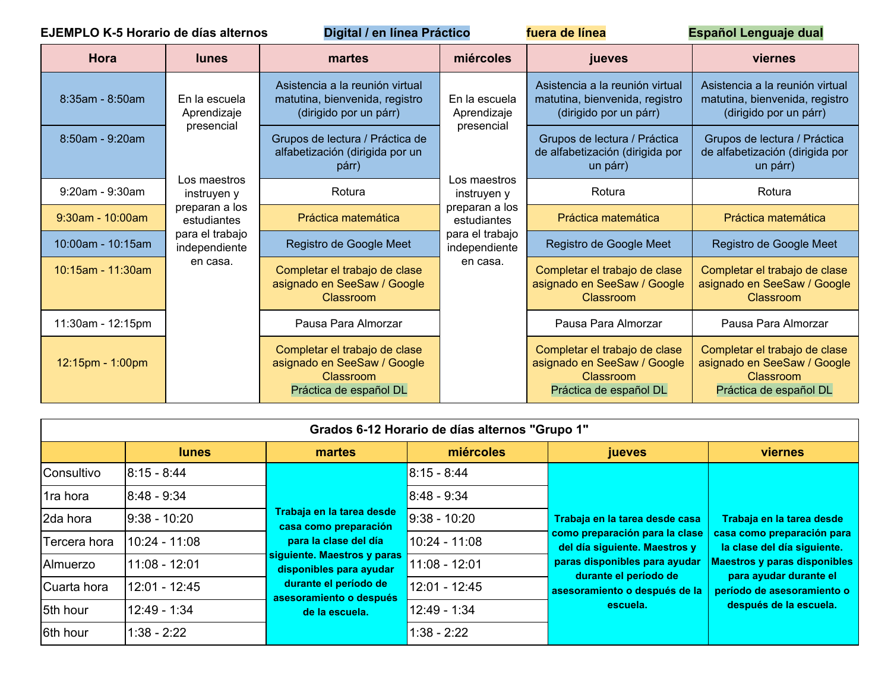**EJEMPLO K-5 Horario de días alternos** — Digital / en línea Práctico — fuera de línea — Español Lenguaje dual

| Hora | lunes | martes | miércoles | jueves | viernes |
|---|---|---|---|---|---|
| 8:35am - 8:50am | En la escuela Aprendizaje presencial<br><br>Los maestros instruyen y preparan a los estudiantes para el trabajo independiente en casa. | Asistencia a la reunión virtual matutina, bienvenida, registro (dirigido por un párr) | En la escuela Aprendizaje presencial<br><br>Los maestros instruyen y preparan a los estudiantes para el trabajo independiente en casa. | Asistencia a la reunión virtual matutina, bienvenida, registro (dirigido por un párr) | Asistencia a la reunión virtual matutina, bienvenida, registro (dirigido por un párr) |
| 8:50am - 9:20am | | Grupos de lectura / Práctica de alfabetización (dirigida por un párr) | | Grupos de lectura / Práctica de alfabetización (dirigida por un párr) | Grupos de lectura / Práctica de alfabetización (dirigida por un párr) |
| 9:20am - 9:30am | | Rotura | | Rotura | Rotura |
| 9:30am - 10:00am | | Práctica matemática | | Práctica matemática | Práctica matemática |
| 10:00am - 10:15am | | Registro de Google Meet | | Registro de Google Meet | Registro de Google Meet |
| 10:15am - 11:30am | | Completar el trabajo de clase asignado en SeeSaw / Google Classroom | | Completar el trabajo de clase asignado en SeeSaw / Google Classroom | Completar el trabajo de clase asignado en SeeSaw / Google Classroom |
| 11:30am - 12:15pm | | Pausa Para Almorzar | | Pausa Para Almorzar | Pausa Para Almorzar |
| 12:15pm - 1:00pm | | Completar el trabajo de clase asignado en SeeSaw / Google Classroom<br>Práctica de español DL | | Completar el trabajo de clase asignado en SeeSaw / Google Classroom<br>Práctica de español DL | Completar el trabajo de clase asignado en SeeSaw / Google Classroom<br>Práctica de español DL |

**Grados 6-12 Horario de días alternos "Grupo 1"**

| | lunes | martes | miércoles | jueves | viernes |
|---|---|---|---|---|---|
| Consultivo | 8:15 - 8:44 | **Trabaja en la tarea desde casa como preparación para la clase del día siguiente. Maestros y paras disponibles para ayudar durante el período de asesoramiento o después de la escuela.** | 8:15 - 8:44 | **Trabaja en la tarea desde casa como preparación para la clase del día siguiente. Maestros y paras disponibles para ayudar durante el período de asesoramiento o después de la escuela.** | **Trabaja en la tarea desde casa como preparación para la clase del día siguiente. Maestros y paras disponibles para ayudar durante el período de asesoramiento o después de la escuela.** |
| 1ra hora | 8:48 - 9:34 | | 8:48 - 9:34 | | |
| 2da hora | 9:38 - 10:20 | | 9:38 - 10:20 | | |
| Tercera hora | 10:24 - 11:08 | | 10:24 - 11:08 | | |
| Almuerzo | 11:08 - 12:01 | | 11:08 - 12:01 | | |
| Cuarta hora | 12:01 - 12:45 | | 12:01 - 12:45 | | |
| 5th hour | 12:49 - 1:34 | | 12:49 - 1:34 | | |
| 6th hour | 1:38 - 2:22 | | 1:38 - 2:22 | | |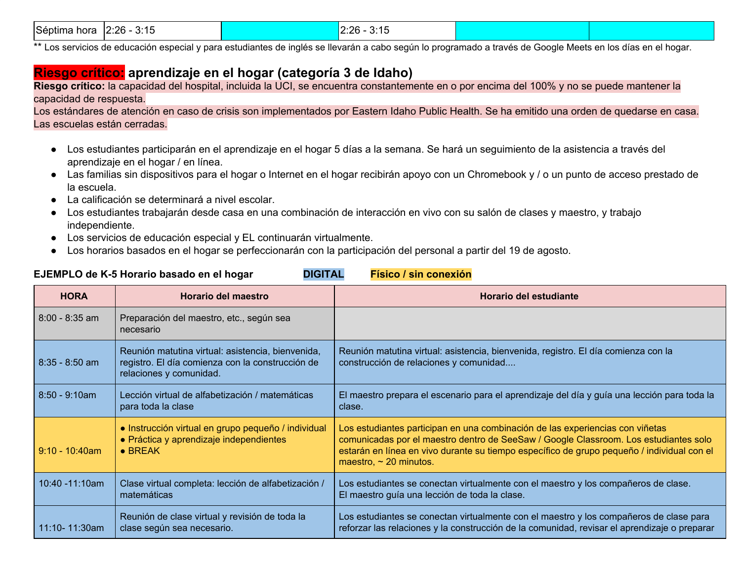| Séptima hora | 2:26 - 3:15 | | 2:26 - 3:15 | | |
|---|---|---|---|---|---|

** Los servicios de educación especial y para estudiantes de inglés se llevarán a cabo según lo programado a través de Google Meets en los días en el hogar.

## Riesgo crítico: aprendizaje en el hogar (categoría 3 de Idaho)

**Riesgo crítico:** la capacidad del hospital, incluida la UCI, se encuentra constantemente en o por encima del 100% y no se puede mantener la capacidad de respuesta.
Los estándares de atención en caso de crisis son implementados por Eastern Idaho Public Health. Se ha emitido una orden de quedarse en casa. Las escuelas están cerradas.

- Los estudiantes participarán en el aprendizaje en el hogar 5 días a la semana. Se hará un seguimiento de la asistencia a través del aprendizaje en el hogar / en línea.
- Las familias sin dispositivos para el hogar o Internet en el hogar recibirán apoyo con un Chromebook y / o un punto de acceso prestado de la escuela.
- La calificación se determinará a nivel escolar.
- Los estudiantes trabajarán desde casa en una combinación de interacción en vivo con su salón de clases y maestro, y trabajo independiente.
- Los servicios de educación especial y EL continuarán virtualmente.
- Los horarios basados en el hogar se perfeccionarán con la participación del personal a partir del 19 de agosto.

**EJEMPLO de K-5 Horario basado en el hogar** **DIGITAL** **Físico / sin conexión**

| HORA | Horario del maestro | Horario del estudiante |
|---|---|---|
| 8:00 - 8:35 am | Preparación del maestro, etc., según sea necesario | |
| 8:35 - 8:50 am | Reunión matutina virtual: asistencia, bienvenida, registro. El día comienza con la construcción de relaciones y comunidad. | Reunión matutina virtual: asistencia, bienvenida, registro. El día comienza con la construcción de relaciones y comunidad.... |
| 8:50 - 9:10am | Lección virtual de alfabetización / matemáticas para toda la clase | El maestro prepara el escenario para el aprendizaje del día y guía una lección para toda la clase. |
| 9:10 - 10:40am | ● Instrucción virtual en grupo pequeño / individual<br>● Práctica y aprendizaje independientes<br>● BREAK | Los estudiantes participan en una combinación de las experiencias con viñetas comunicadas por el maestro dentro de SeeSaw / Google Classroom. Los estudiantes solo estarán en línea en vivo durante su tiempo específico de grupo pequeño / individual con el maestro, ~ 20 minutos. |
| 10:40 -11:10am | Clase virtual completa: lección de alfabetización / matemáticas | Los estudiantes se conectan virtualmente con el maestro y los compañeros de clase. El maestro guía una lección de toda la clase. |
| 11:10- 11:30am | Reunión de clase virtual y revisión de toda la clase según sea necesario. | Los estudiantes se conectan virtualmente con el maestro y los compañeros de clase para reforzar las relaciones y la construcción de la comunidad, revisar el aprendizaje o preparar |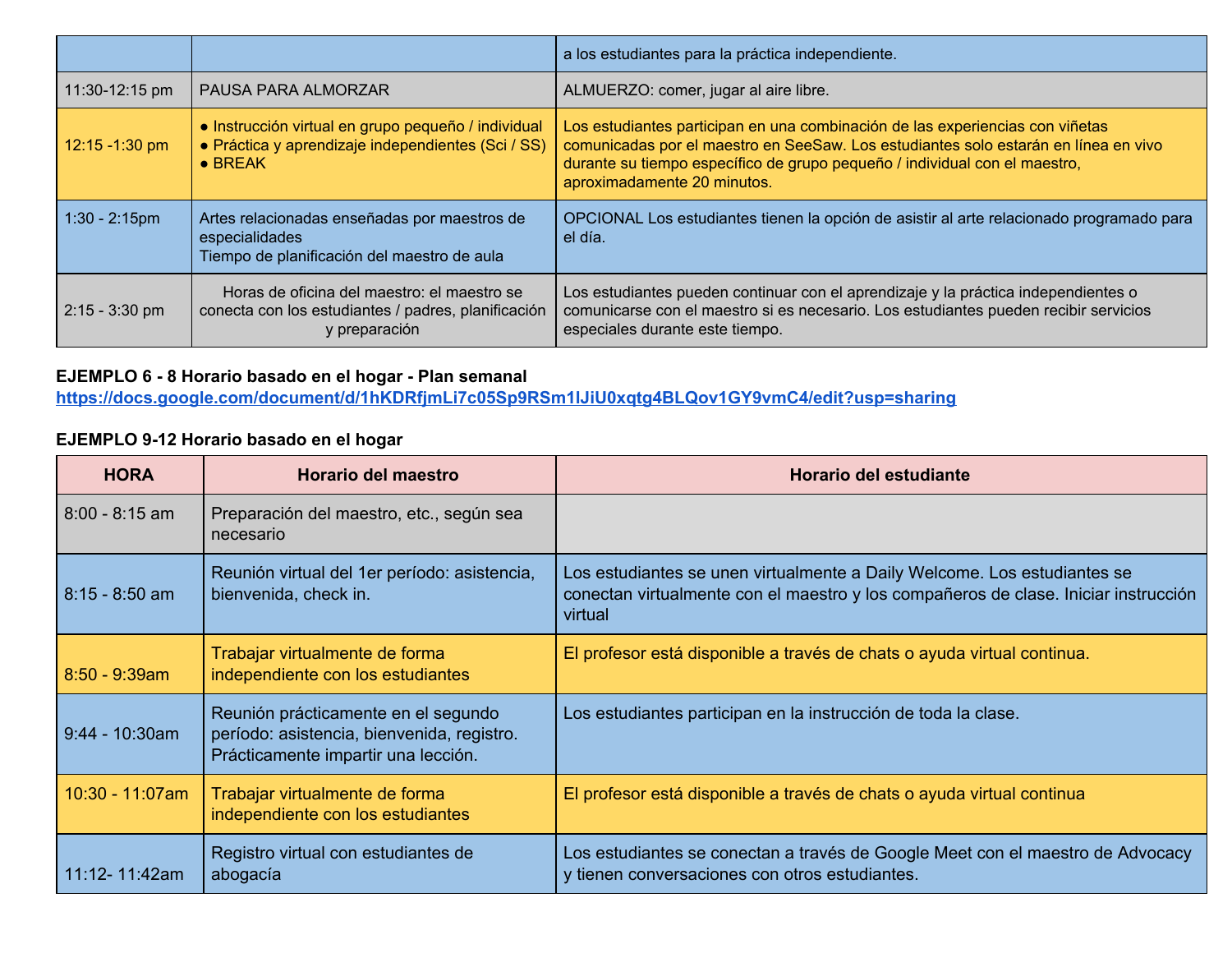| | | |
|---|---|---|
| | | a los estudiantes para la práctica independiente. |
| 11:30-12:15 pm | PAUSA PARA ALMORZAR | ALMUERZO: comer, jugar al aire libre. |
| 12:15 -1:30 pm | ● Instrucción virtual en grupo pequeño / individual<br>● Práctica y aprendizaje independientes (Sci / SS)<br>● BREAK | Los estudiantes participan en una combinación de las experiencias con viñetas comunicadas por el maestro en SeeSaw. Los estudiantes solo estarán en línea en vivo durante su tiempo específico de grupo pequeño / individual con el maestro, aproximadamente 20 minutos. |
| 1:30 - 2:15pm | Artes relacionadas enseñadas por maestros de especialidades<br>Tiempo de planificación del maestro de aula | OPCIONAL Los estudiantes tienen la opción de asistir al arte relacionado programado para el día. |
| 2:15 - 3:30 pm | Horas de oficina del maestro: el maestro se conecta con los estudiantes / padres, planificación y preparación | Los estudiantes pueden continuar con el aprendizaje y la práctica independientes o comunicarse con el maestro si es necesario. Los estudiantes pueden recibir servicios especiales durante este tiempo. |

**EJEMPLO 6 - 8 Horario basado en el hogar - Plan semanal**
https://docs.google.com/document/d/1hKDRfjmLi7c05Sp9RSm1lJiU0xqtg4BLQov1GY9vmC4/edit?usp=sharing

**EJEMPLO 9-12 Horario basado en el hogar**

| HORA | Horario del maestro | Horario del estudiante |
|---|---|---|
| 8:00 - 8:15 am | Preparación del maestro, etc., según sea necesario | |
| 8:15 - 8:50 am | Reunión virtual del 1er período: asistencia, bienvenida, check in. | Los estudiantes se unen virtualmente a Daily Welcome. Los estudiantes se conectan virtualmente con el maestro y los compañeros de clase. Iniciar instrucción virtual |
| 8:50 - 9:39am | Trabajar virtualmente de forma independiente con los estudiantes | El profesor está disponible a través de chats o ayuda virtual continua. |
| 9:44 - 10:30am | Reunión prácticamente en el segundo período: asistencia, bienvenida, registro. Prácticamente impartir una lección. | Los estudiantes participan en la instrucción de toda la clase. |
| 10:30 - 11:07am | Trabajar virtualmente de forma independiente con los estudiantes | El profesor está disponible a través de chats o ayuda virtual continua |
| 11:12- 11:42am | Registro virtual con estudiantes de abogacía | Los estudiantes se conectan a través de Google Meet con el maestro de Advocacy y tienen conversaciones con otros estudiantes. |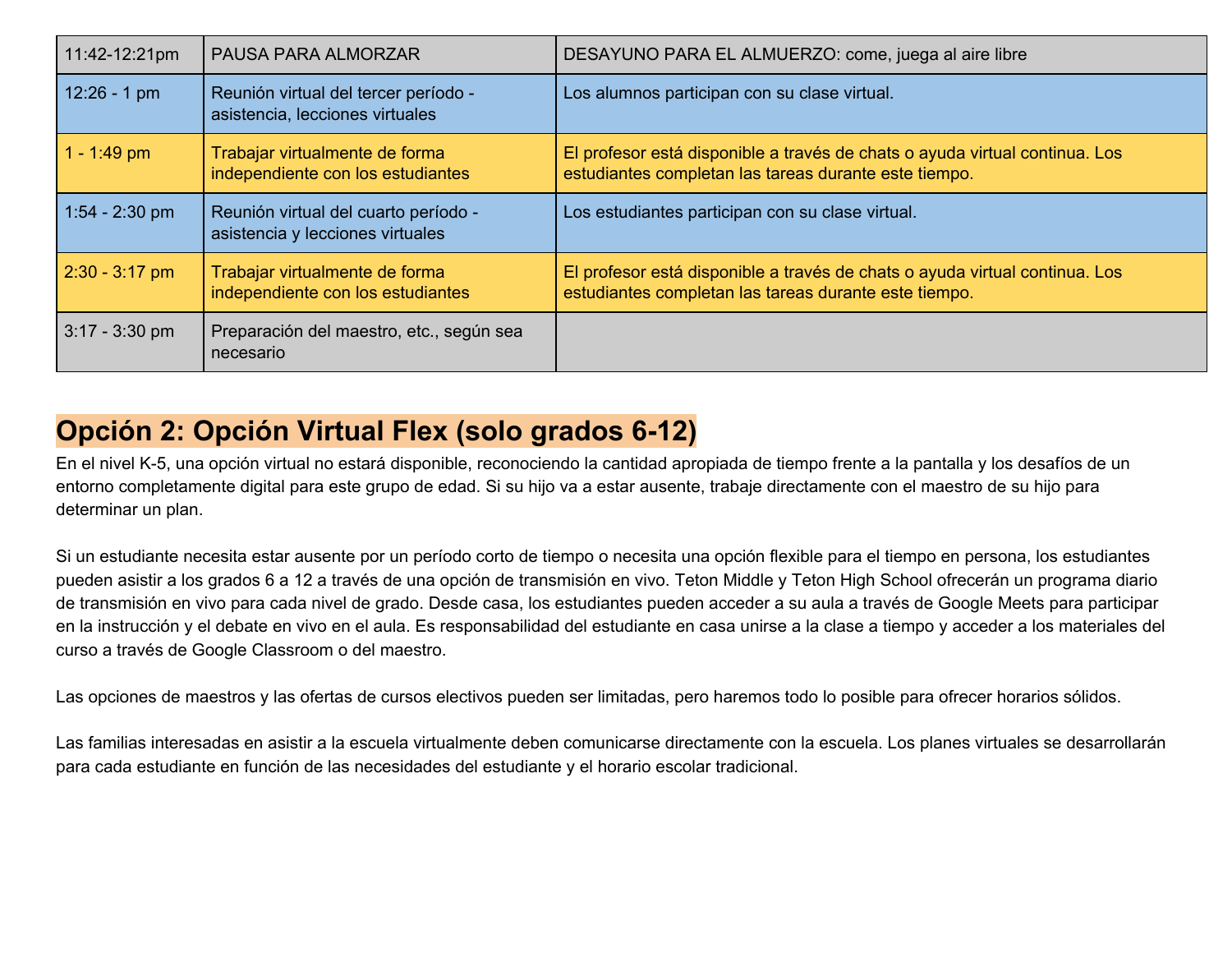| 11:42-12:21pm | PAUSA PARA ALMORZAR | DESAYUNO PARA EL ALMUERZO: come, juega al aire libre |
|---|---|---|
| 12:26 - 1 pm | Reunión virtual del tercer período - asistencia, lecciones virtuales | Los alumnos participan con su clase virtual. |
| 1 - 1:49 pm | Trabajar virtualmente de forma independiente con los estudiantes | El profesor está disponible a través de chats o ayuda virtual continua. Los estudiantes completan las tareas durante este tiempo. |
| 1:54 - 2:30 pm | Reunión virtual del cuarto período - asistencia y lecciones virtuales | Los estudiantes participan con su clase virtual. |
| 2:30 - 3:17 pm | Trabajar virtualmente de forma independiente con los estudiantes | El profesor está disponible a través de chats o ayuda virtual continua. Los estudiantes completan las tareas durante este tiempo. |
| 3:17 - 3:30 pm | Preparación del maestro, etc., según sea necesario | |

## Opción 2: Opción Virtual Flex (solo grados 6-12)

En el nivel K-5, una opción virtual no estará disponible, reconociendo la cantidad apropiada de tiempo frente a la pantalla y los desafíos de un entorno completamente digital para este grupo de edad. Si su hijo va a estar ausente, trabaje directamente con el maestro de su hijo para determinar un plan.

Si un estudiante necesita estar ausente por un período corto de tiempo o necesita una opción flexible para el tiempo en persona, los estudiantes pueden asistir a los grados 6 a 12 a través de una opción de transmisión en vivo. Teton Middle y Teton High School ofrecerán un programa diario de transmisión en vivo para cada nivel de grado. Desde casa, los estudiantes pueden acceder a su aula a través de Google Meets para participar en la instrucción y el debate en vivo en el aula. Es responsabilidad del estudiante en casa unirse a la clase a tiempo y acceder a los materiales del curso a través de Google Classroom o del maestro.

Las opciones de maestros y las ofertas de cursos electivos pueden ser limitadas, pero haremos todo lo posible para ofrecer horarios sólidos.

Las familias interesadas en asistir a la escuela virtualmente deben comunicarse directamente con la escuela. Los planes virtuales se desarrollarán para cada estudiante en función de las necesidades del estudiante y el horario escolar tradicional.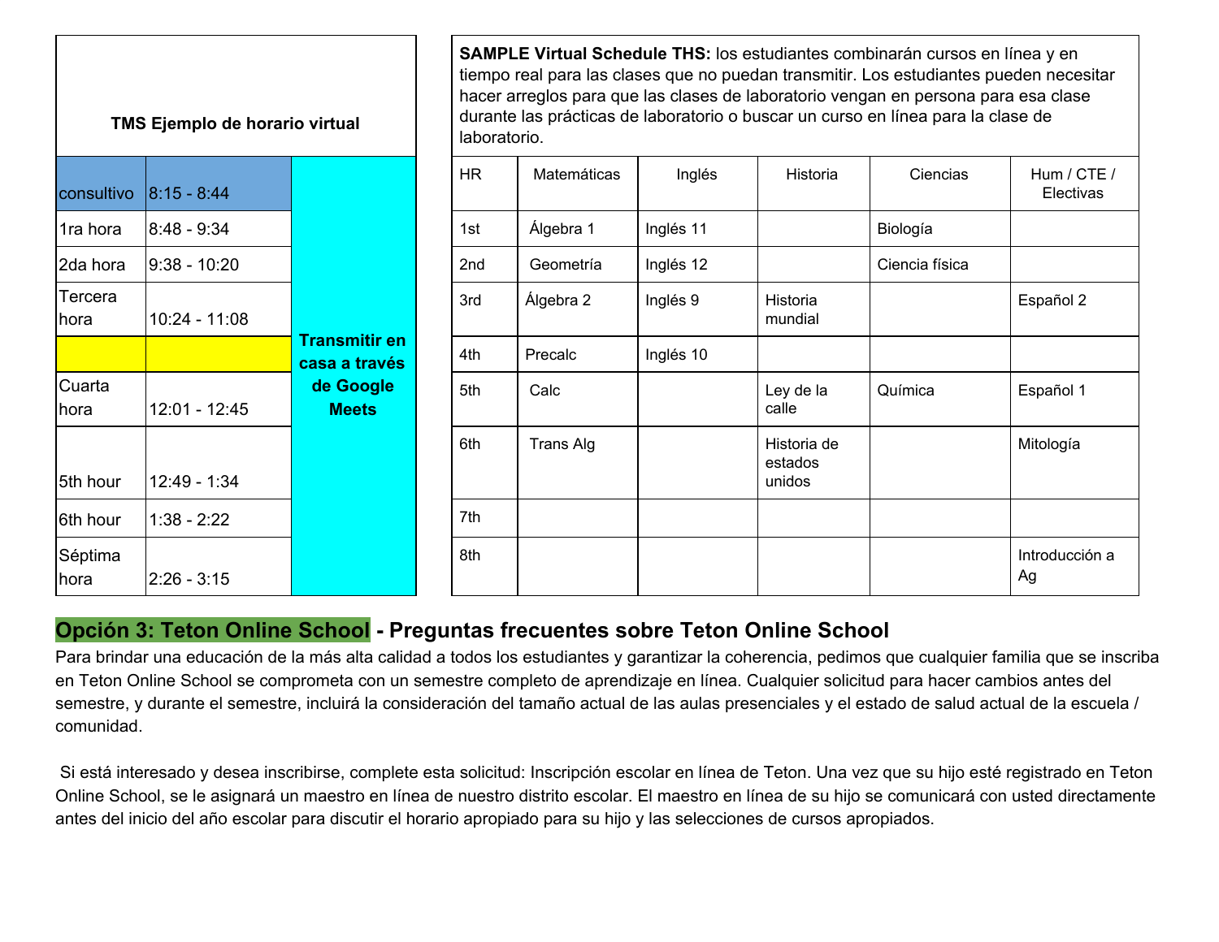| TMS Ejemplo de horario virtual | | |
|---|---|---|
| consultivo | 8:15 - 8:44 | Transmitir en casa a través de Google Meets |
| 1ra hora | 8:48 - 9:34 | |
| 2da hora | 9:38 - 10:20 | |
| Tercera hora | 10:24 - 11:08 | |
| | | |
| Cuarta hora | 12:01 - 12:45 | |
| 5th hour | 12:49 - 1:34 | |
| 6th hour | 1:38 - 2:22 | |
| Séptima hora | 2:26 - 3:15 | |

**SAMPLE Virtual Schedule THS:** los estudiantes combinarán cursos en línea y en tiempo real para las clases que no puedan transmitir. Los estudiantes pueden necesitar hacer arreglos para que las clases de laboratorio vengan en persona para esa clase durante las prácticas de laboratorio o buscar un curso en línea para la clase de laboratorio.

| HR | Matemáticas | Inglés | Historia | Ciencias | Hum / CTE / Electivas |
|---|---|---|---|---|---|
| 1st | Álgebra 1 | Inglés 11 | | Biología | |
| 2nd | Geometría | Inglés 12 | | Ciencia física | |
| 3rd | Álgebra 2 | Inglés 9 | Historia mundial | | Español 2 |
| 4th | Precalc | Inglés 10 | | | |
| 5th | Calc | | Ley de la calle | Química | Español 1 |
| 6th | Trans Alg | | Historia de estados unidos | | Mitología |
| 7th | | | | | |
| 8th | | | | | Introducción a Ag |

## Opción 3: Teton Online School - Preguntas frecuentes sobre Teton Online School

Para brindar una educación de la más alta calidad a todos los estudiantes y garantizar la coherencia, pedimos que cualquier familia que se inscriba en Teton Online School se comprometa con un semestre completo de aprendizaje en línea. Cualquier solicitud para hacer cambios antes del semestre, y durante el semestre, incluirá la consideración del tamaño actual de las aulas presenciales y el estado de salud actual de la escuela / comunidad.

Si está interesado y desea inscribirse, complete esta solicitud: Inscripción escolar en línea de Teton. Una vez que su hijo esté registrado en Teton Online School, se le asignará un maestro en línea de nuestro distrito escolar. El maestro en línea de su hijo se comunicará con usted directamente antes del inicio del año escolar para discutir el horario apropiado para su hijo y las selecciones de cursos apropiados.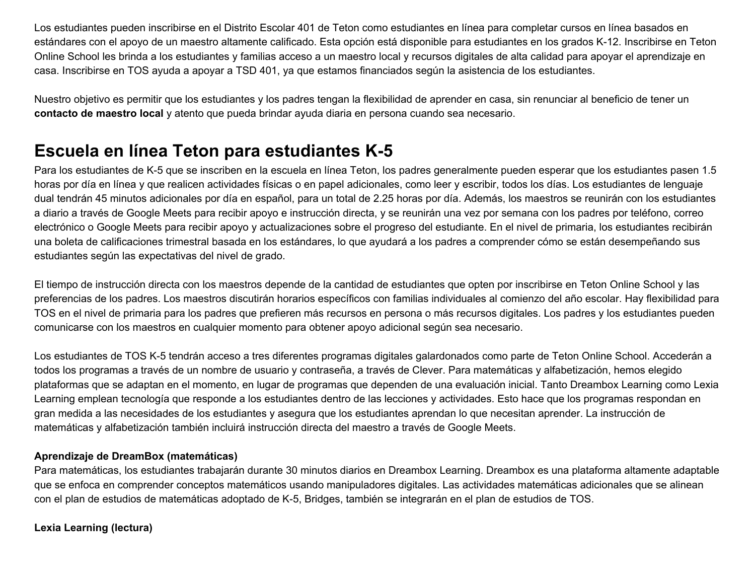Los estudiantes pueden inscribirse en el Distrito Escolar 401 de Teton como estudiantes en línea para completar cursos en línea basados en estándares con el apoyo de un maestro altamente calificado. Esta opción está disponible para estudiantes en los grados K-12. Inscribirse en Teton Online School les brinda a los estudiantes y familias acceso a un maestro local y recursos digitales de alta calidad para apoyar el aprendizaje en casa. Inscribirse en TOS ayuda a apoyar a TSD 401, ya que estamos financiados según la asistencia de los estudiantes.

Nuestro objetivo es permitir que los estudiantes y los padres tengan la flexibilidad de aprender en casa, sin renunciar al beneficio de tener un **contacto de maestro local** y atento que pueda brindar ayuda diaria en persona cuando sea necesario.

## Escuela en línea Teton para estudiantes K-5

Para los estudiantes de K-5 que se inscriben en la escuela en línea Teton, los padres generalmente pueden esperar que los estudiantes pasen 1.5 horas por día en línea y que realicen actividades físicas o en papel adicionales, como leer y escribir, todos los días. Los estudiantes de lenguaje dual tendrán 45 minutos adicionales por día en español, para un total de 2.25 horas por día. Además, los maestros se reunirán con los estudiantes a diario a través de Google Meets para recibir apoyo e instrucción directa, y se reunirán una vez por semana con los padres por teléfono, correo electrónico o Google Meets para recibir apoyo y actualizaciones sobre el progreso del estudiante. En el nivel de primaria, los estudiantes recibirán una boleta de calificaciones trimestral basada en los estándares, lo que ayudará a los padres a comprender cómo se están desempeñando sus estudiantes según las expectativas del nivel de grado.

El tiempo de instrucción directa con los maestros depende de la cantidad de estudiantes que opten por inscribirse en Teton Online School y las preferencias de los padres. Los maestros discutirán horarios específicos con familias individuales al comienzo del año escolar. Hay flexibilidad para TOS en el nivel de primaria para los padres que prefieren más recursos en persona o más recursos digitales. Los padres y los estudiantes pueden comunicarse con los maestros en cualquier momento para obtener apoyo adicional según sea necesario.

Los estudiantes de TOS K-5 tendrán acceso a tres diferentes programas digitales galardonados como parte de Teton Online School. Accederán a todos los programas a través de un nombre de usuario y contraseña, a través de Clever. Para matemáticas y alfabetización, hemos elegido plataformas que se adaptan en el momento, en lugar de programas que dependen de una evaluación inicial. Tanto Dreambox Learning como Lexia Learning emplean tecnología que responde a los estudiantes dentro de las lecciones y actividades. Esto hace que los programas respondan en gran medida a las necesidades de los estudiantes y asegura que los estudiantes aprendan lo que necesitan aprender. La instrucción de matemáticas y alfabetización también incluirá instrucción directa del maestro a través de Google Meets.

**Aprendizaje de DreamBox (matemáticas)**

Para matemáticas, los estudiantes trabajarán durante 30 minutos diarios en Dreambox Learning. Dreambox es una plataforma altamente adaptable que se enfoca en comprender conceptos matemáticos usando manipuladores digitales. Las actividades matemáticas adicionales que se alinean con el plan de estudios de matemáticas adoptado de K-5, Bridges, también se integrarán en el plan de estudios de TOS.

**Lexia Learning (lectura)**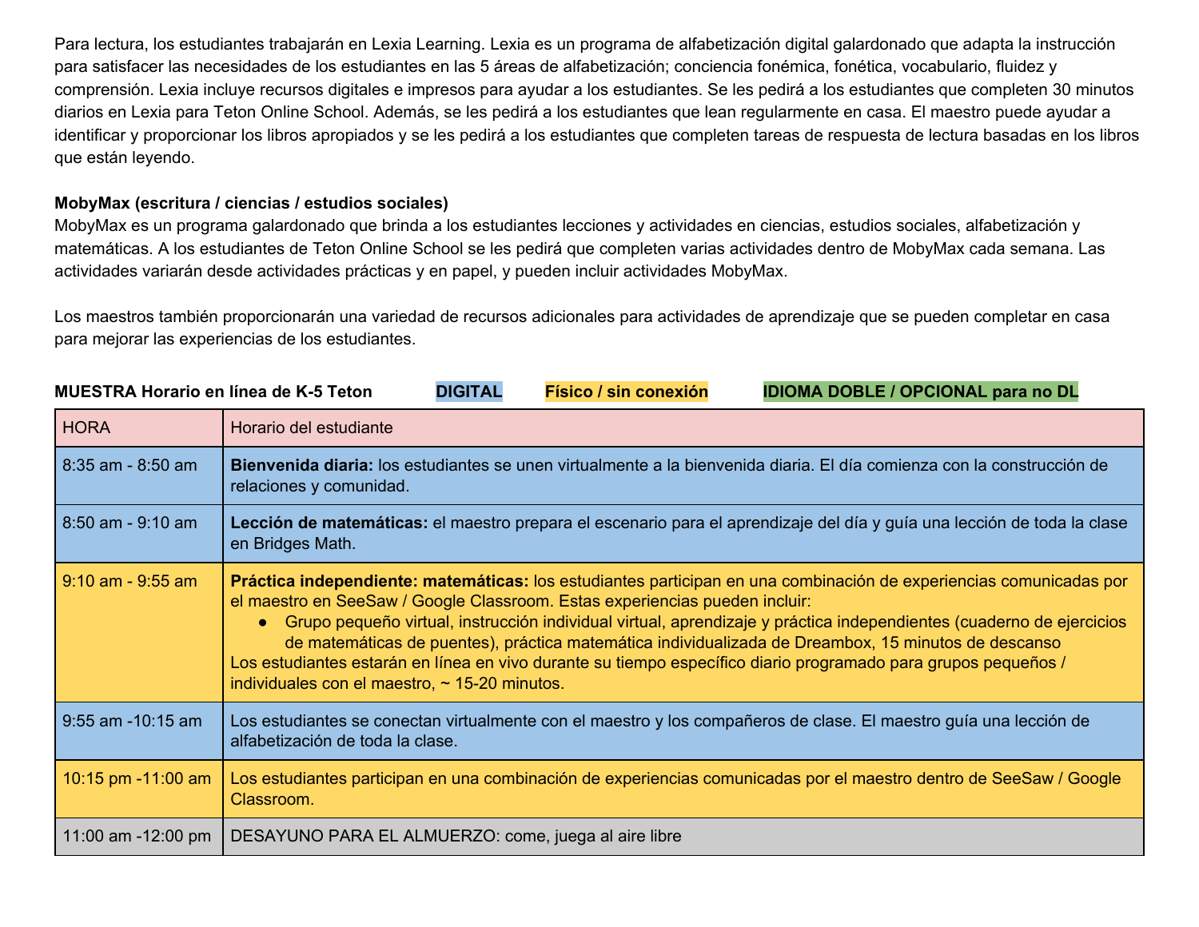Para lectura, los estudiantes trabajarán en Lexia Learning. Lexia es un programa de alfabetización digital galardonado que adapta la instrucción para satisfacer las necesidades de los estudiantes en las 5 áreas de alfabetización; conciencia fonémica, fonética, vocabulario, fluidez y comprensión. Lexia incluye recursos digitales e impresos para ayudar a los estudiantes. Se les pedirá a los estudiantes que completen 30 minutos diarios en Lexia para Teton Online School. Además, se les pedirá a los estudiantes que lean regularmente en casa. El maestro puede ayudar a identificar y proporcionar los libros apropiados y se les pedirá a los estudiantes que completen tareas de respuesta de lectura basadas en los libros que están leyendo.

**MobyMax (escritura / ciencias / estudios sociales)**
MobyMax es un programa galardonado que brinda a los estudiantes lecciones y actividades en ciencias, estudios sociales, alfabetización y matemáticas. A los estudiantes de Teton Online School se les pedirá que completen varias actividades dentro de MobyMax cada semana. Las actividades variarán desde actividades prácticas y en papel, y pueden incluir actividades MobyMax.

Los maestros también proporcionarán una variedad de recursos adicionales para actividades de aprendizaje que se pueden completar en casa para mejorar las experiencias de los estudiantes.

**MUESTRA Horario en línea de K-5 Teton** **DIGITAL** **Físico / sin conexión** **IDIOMA DOBLE / OPCIONAL para no DL**

| HORA | Horario del estudiante |
|---|---|
| 8:35 am - 8:50 am | **Bienvenida diaria:** los estudiantes se unen virtualmente a la bienvenida diaria. El día comienza con la construcción de relaciones y comunidad. |
| 8:50 am - 9:10 am | **Lección de matemáticas:** el maestro prepara el escenario para el aprendizaje del día y guía una lección de toda la clase en Bridges Math. |
| 9:10 am - 9:55 am | **Práctica independiente: matemáticas:** los estudiantes participan en una combinación de experiencias comunicadas por el maestro en SeeSaw / Google Classroom. Estas experiencias pueden incluir: <br>● Grupo pequeño virtual, instrucción individual virtual, aprendizaje y práctica independientes (cuaderno de ejercicios de matemáticas de puentes), práctica matemática individualizada de Dreambox, 15 minutos de descanso <br>Los estudiantes estarán en línea en vivo durante su tiempo específico diario programado para grupos pequeños / individuales con el maestro, ~ 15-20 minutos. |
| 9:55 am -10:15 am | Los estudiantes se conectan virtualmente con el maestro y los compañeros de clase. El maestro guía una lección de alfabetización de toda la clase. |
| 10:15 pm -11:00 am | Los estudiantes participan en una combinación de experiencias comunicadas por el maestro dentro de SeeSaw / Google Classroom. |
| 11:00 am -12:00 pm | DESAYUNO PARA EL ALMUERZO: come, juega al aire libre |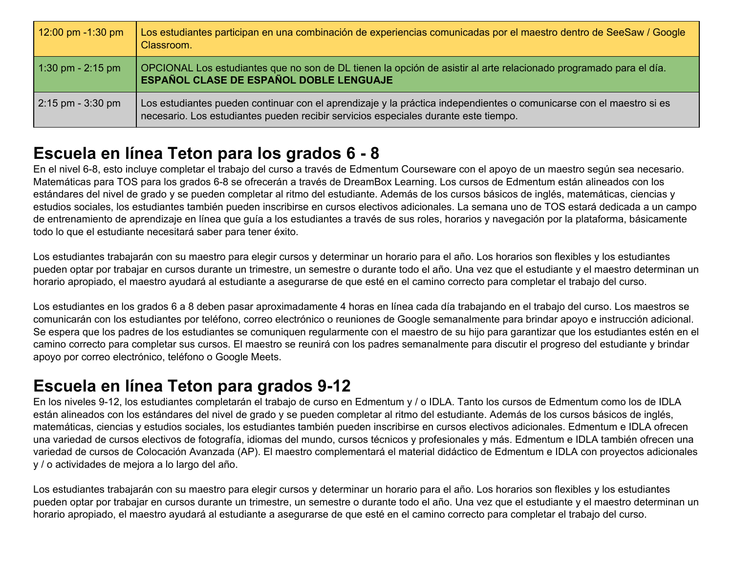| | |
|---|---|
| 12:00 pm -1:30 pm | Los estudiantes participan en una combinación de experiencias comunicadas por el maestro dentro de SeeSaw / Google Classroom. |
| 1:30 pm - 2:15 pm | OPCIONAL Los estudiantes que no son de DL tienen la opción de asistir al arte relacionado programado para el día. **ESPAÑOL CLASE DE ESPAÑOL DOBLE LENGUAJE** |
| 2:15 pm - 3:30 pm | Los estudiantes pueden continuar con el aprendizaje y la práctica independientes o comunicarse con el maestro si es necesario. Los estudiantes pueden recibir servicios especiales durante este tiempo. |

## Escuela en línea Teton para los grados 6 - 8

En el nivel 6-8, esto incluye completar el trabajo del curso a través de Edmentum Courseware con el apoyo de un maestro según sea necesario. Matemáticas para TOS para los grados 6-8 se ofrecerán a través de DreamBox Learning. Los cursos de Edmentum están alineados con los estándares del nivel de grado y se pueden completar al ritmo del estudiante. Además de los cursos básicos de inglés, matemáticas, ciencias y estudios sociales, los estudiantes también pueden inscribirse en cursos electivos adicionales. La semana uno de TOS estará dedicada a un campo de entrenamiento de aprendizaje en línea que guía a los estudiantes a través de sus roles, horarios y navegación por la plataforma, básicamente todo lo que el estudiante necesitará saber para tener éxito.

Los estudiantes trabajarán con su maestro para elegir cursos y determinar un horario para el año. Los horarios son flexibles y los estudiantes pueden optar por trabajar en cursos durante un trimestre, un semestre o durante todo el año. Una vez que el estudiante y el maestro determinan un horario apropiado, el maestro ayudará al estudiante a asegurarse de que esté en el camino correcto para completar el trabajo del curso.

Los estudiantes en los grados 6 a 8 deben pasar aproximadamente 4 horas en línea cada día trabajando en el trabajo del curso. Los maestros se comunicarán con los estudiantes por teléfono, correo electrónico o reuniones de Google semanalmente para brindar apoyo e instrucción adicional. Se espera que los padres de los estudiantes se comuniquen regularmente con el maestro de su hijo para garantizar que los estudiantes estén en el camino correcto para completar sus cursos. El maestro se reunirá con los padres semanalmente para discutir el progreso del estudiante y brindar apoyo por correo electrónico, teléfono o Google Meets.

## Escuela en línea Teton para grados 9-12

En los niveles 9-12, los estudiantes completarán el trabajo de curso en Edmentum y / o IDLA. Tanto los cursos de Edmentum como los de IDLA están alineados con los estándares del nivel de grado y se pueden completar al ritmo del estudiante. Además de los cursos básicos de inglés, matemáticas, ciencias y estudios sociales, los estudiantes también pueden inscribirse en cursos electivos adicionales. Edmentum e IDLA ofrecen una variedad de cursos electivos de fotografía, idiomas del mundo, cursos técnicos y profesionales y más. Edmentum e IDLA también ofrecen una variedad de cursos de Colocación Avanzada (AP). El maestro complementará el material didáctico de Edmentum e IDLA con proyectos adicionales y / o actividades de mejora a lo largo del año.

Los estudiantes trabajarán con su maestro para elegir cursos y determinar un horario para el año. Los horarios son flexibles y los estudiantes pueden optar por trabajar en cursos durante un trimestre, un semestre o durante todo el año. Una vez que el estudiante y el maestro determinan un horario apropiado, el maestro ayudará al estudiante a asegurarse de que esté en el camino correcto para completar el trabajo del curso.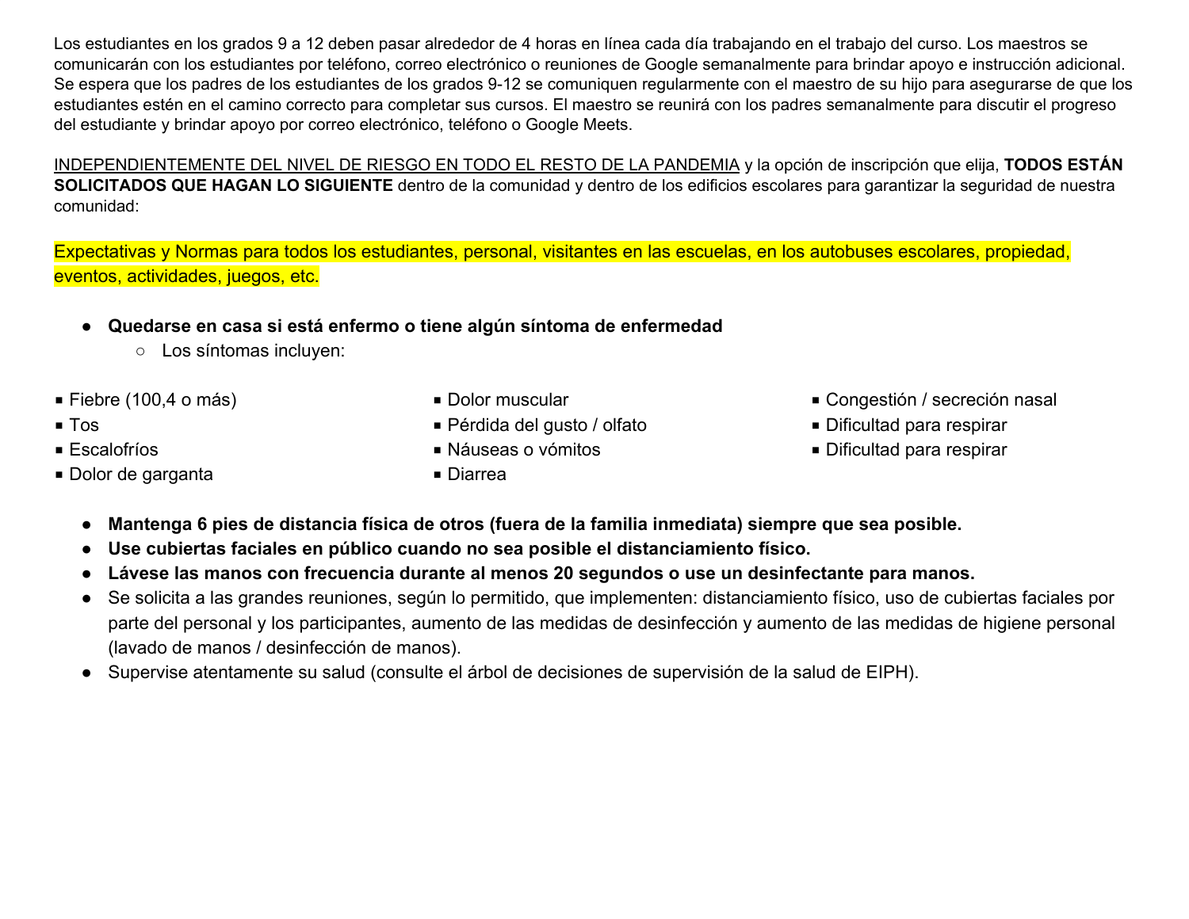Los estudiantes en los grados 9 a 12 deben pasar alrededor de 4 horas en línea cada día trabajando en el trabajo del curso. Los maestros se comunicarán con los estudiantes por teléfono, correo electrónico o reuniones de Google semanalmente para brindar apoyo e instrucción adicional. Se espera que los padres de los estudiantes de los grados 9-12 se comuniquen regularmente con el maestro de su hijo para asegurarse de que los estudiantes estén en el camino correcto para completar sus cursos. El maestro se reunirá con los padres semanalmente para discutir el progreso del estudiante y brindar apoyo por correo electrónico, teléfono o Google Meets.

INDEPENDIENTEMENTE DEL NIVEL DE RIESGO EN TODO EL RESTO DE LA PANDEMIA y la opción de inscripción que elija, **TODOS ESTÁN SOLICITADOS QUE HAGAN LO SIGUIENTE** dentro de la comunidad y dentro de los edificios escolares para garantizar la seguridad de nuestra comunidad:

Expectativas y Normas para todos los estudiantes, personal, visitantes en las escuelas, en los autobuses escolares, propiedad, eventos, actividades, juegos, etc.

- **Quedarse en casa si está enfermo o tiene algún síntoma de enfermedad**
  - Los síntomas incluyen:

- Fiebre (100,4 o más)
- Tos
- Escalofríos
- Dolor de garganta
- Dolor muscular
- Pérdida del gusto / olfato
- Náuseas o vómitos
- Diarrea
- Congestión / secreción nasal
- Dificultad para respirar
- Dificultad para respirar

- **Mantenga 6 pies de distancia física de otros (fuera de la familia inmediata) siempre que sea posible.**
- **Use cubiertas faciales en público cuando no sea posible el distanciamiento físico.**
- **Lávese las manos con frecuencia durante al menos 20 segundos o use un desinfectante para manos.**
- Se solicita a las grandes reuniones, según lo permitido, que implementen: distanciamiento físico, uso de cubiertas faciales por parte del personal y los participantes, aumento de las medidas de desinfección y aumento de las medidas de higiene personal (lavado de manos / desinfección de manos).
- Supervise atentamente su salud (consulte el árbol de decisiones de supervisión de la salud de EIPH).